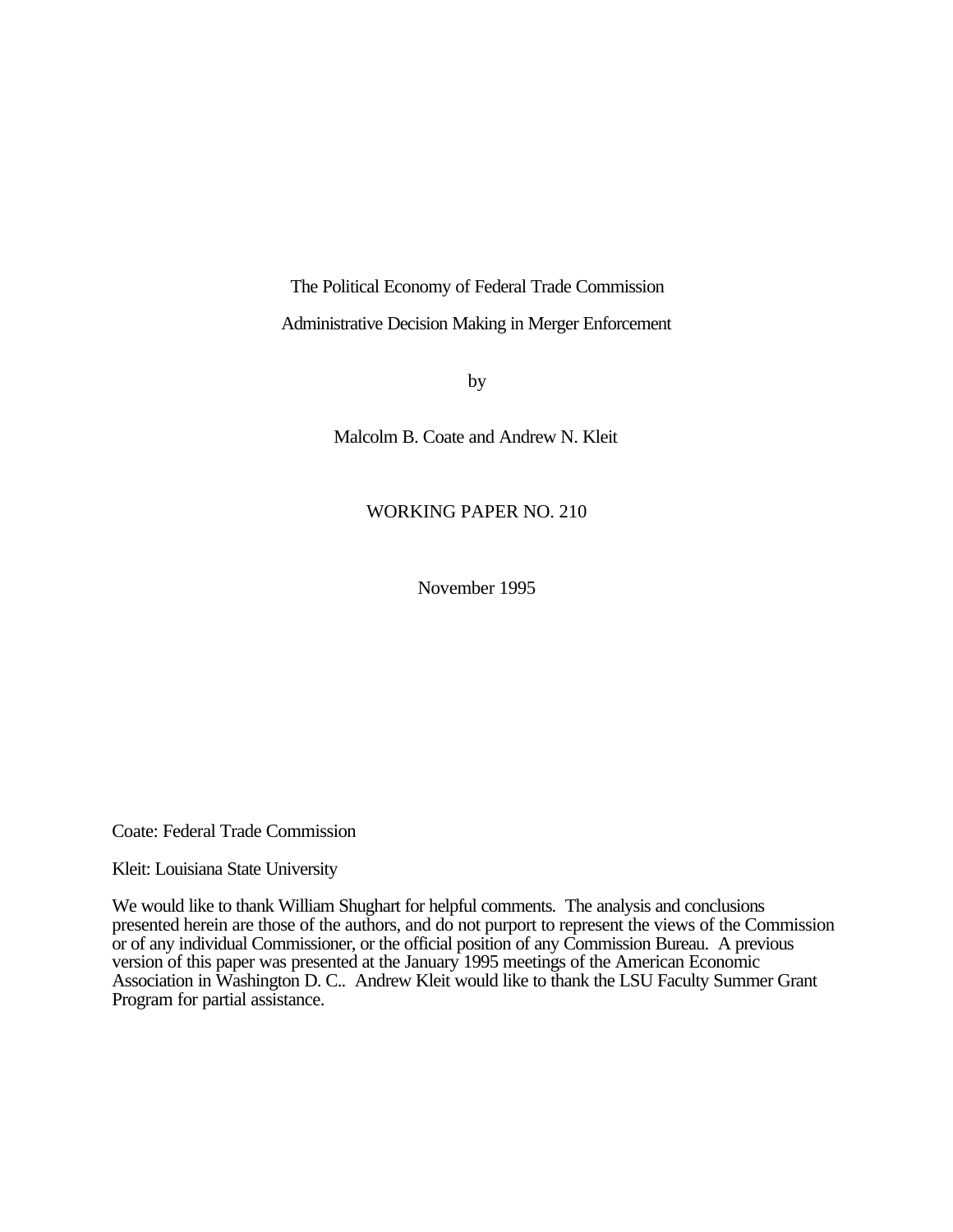# The Political Economy of Federal Trade Commission Administrative Decision Making in Merger Enforcement

by

Malcolm B. Coate and Andrew N. Kleit

WORKING PAPER NO. 210

November 1995

Coate: Federal Trade Commission

Kleit: Louisiana State University

We would like to thank William Shughart for helpful comments. The analysis and conclusions presented herein are those of the authors, and do not purport to represent the views of the Commission or of any individual Commissioner, or the official position of any Commission Bureau. A previous version of this paper was presented at the January 1995 meetings of the American Economic Association in Washington D. C.. Andrew Kleit would like to thank the LSU Faculty Summer Grant Program for partial assistance.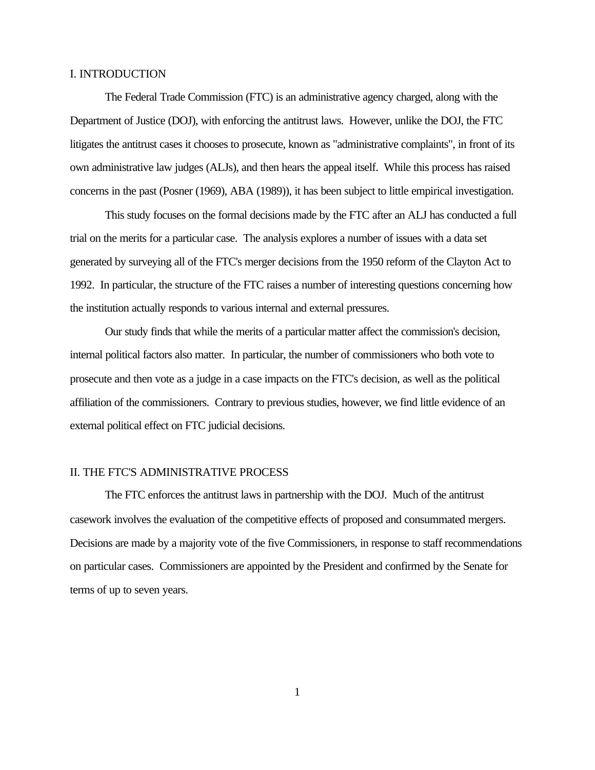## I. INTRODUCTION

The Federal Trade Commission (FTC) is an administrative agency charged, along with the Department of Justice (DOJ), with enforcing the antitrust laws. However, unlike the DOJ, the FTC litigates the antitrust cases it chooses to prosecute, known as "administrative complaints", in front of its own administrative law judges (ALJs), and then hears the appeal itself. While this process has raised concerns in the past (Posner (1969), ABA (1989)), it has been subject to little empirical investigation.

This study focuses on the formal decisions made by the FTC after an ALJ has conducted a full trial on the merits for a particular case. The analysis explores a number of issues with a data set generated by surveying all of the FTC's merger decisions from the 1950 reform of the Clayton Act to 1992. In particular, the structure of the FTC raises a number of interesting questions concerning how the institution actually responds to various internal and external pressures.

Our study finds that while the merits of a particular matter affect the commission's decision, internal political factors also matter. In particular, the number of commissioners who both vote to prosecute and then vote as a judge in a case impacts on the FTC's decision, as well as the political affiliation of the commissioners. Contrary to previous studies, however, we find little evidence of an external political effect on FTC judicial decisions.

## II. THE FTC'S ADMINISTRATIVE PROCESS

The FTC enforces the antitrust laws in partnership with the DOJ. Much of the antitrust casework involves the evaluation of the competitive effects of proposed and consummated mergers. Decisions are made by a majority vote of the five Commissioners, in response to staff recommendations on particular cases. Commissioners are appointed by the President and confirmed by the Senate for terms of up to seven years.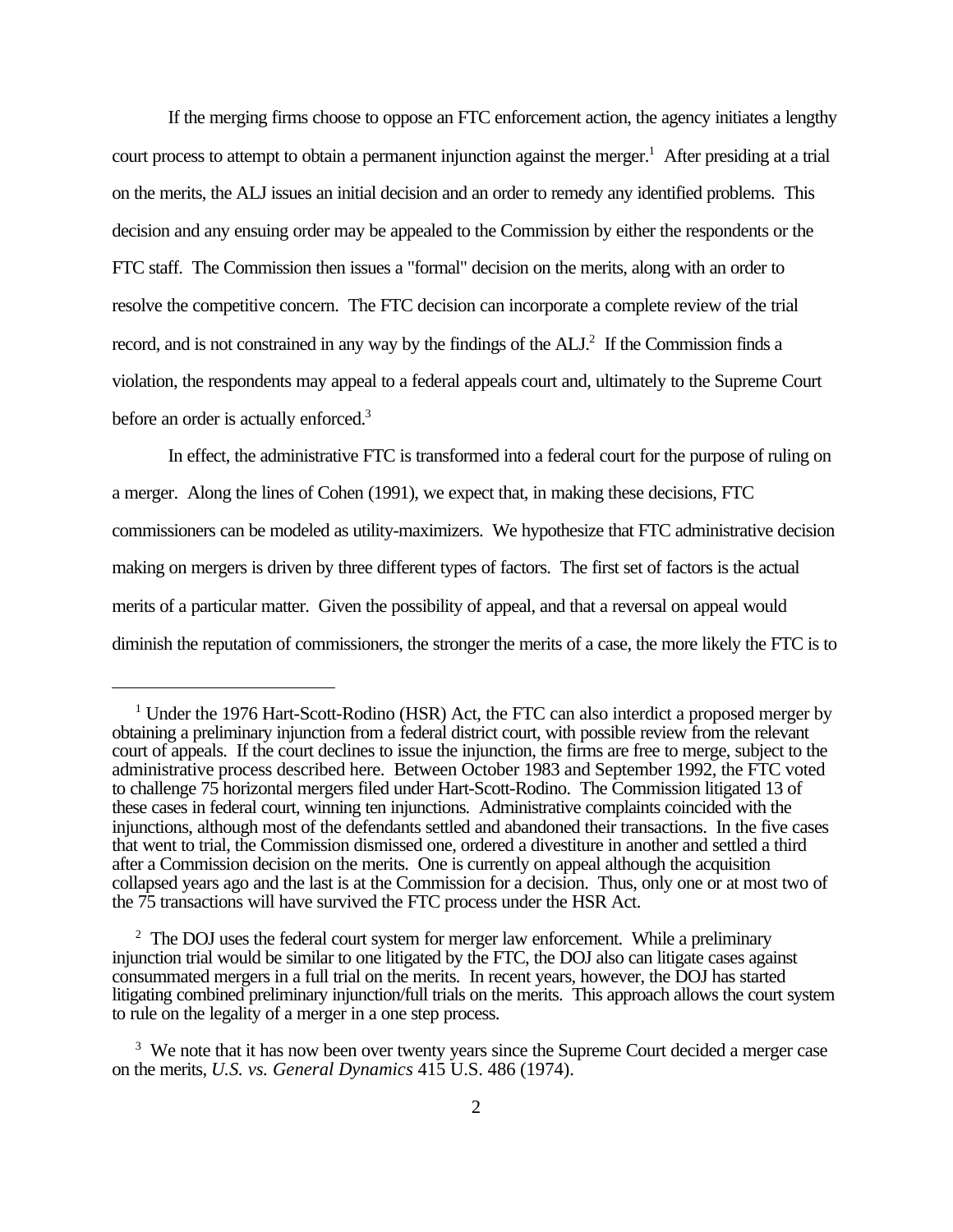If the merging firms choose to oppose an FTC enforcement action, the agency initiates a lengthy court process to attempt to obtain a permanent injunction against the merger.[1] After presiding at a trial on the merits, the ALJ issues an initial decision and an order to remedy any identified problems. This decision and any ensuing order may be appealed to the Commission by either the respondents or the FTC staff. The Commission then issues a "formal" decision on the merits, along with an order to resolve the competitive concern. The FTC decision can incorporate a complete review of the trial record, and is not constrained in any way by the findings of the ALJ.[2] If the Commission finds a violation, the respondents may appeal to a federal appeals court and, ultimately to the Supreme Court before an order is actually enforced.[3]

In effect, the administrative FTC is transformed into a federal court for the purpose of ruling on a merger. Along the lines of Cohen (1991), we expect that, in making these decisions, FTC commissioners can be modeled as utility-maximizers. We hypothesize that FTC administrative decision making on mergers is driven by three different types of factors. The first set of factors is the actual merits of a particular matter. Given the possibility of appeal, and that a reversal on appeal would diminish the reputation of commissioners, the stronger the merits of a case, the more likely the FTC is to

---

[1] Under the 1976 Hart-Scott-Rodino (HSR) Act, the FTC can also interdict a proposed merger by obtaining a preliminary injunction from a federal district court, with possible review from the relevant court of appeals. If the court declines to issue the injunction, the firms are free to merge, subject to the administrative process described here. Between October 1983 and September 1992, the FTC voted to challenge 75 horizontal mergers filed under Hart-Scott-Rodino. The Commission litigated 13 of these cases in federal court, winning ten injunctions. Administrative complaints coincided with the injunctions, although most of the defendants settled and abandoned their transactions. In the five cases that went to trial, the Commission dismissed one, ordered a divestiture in another and settled a third after a Commission decision on the merits. One is currently on appeal although the acquisition collapsed years ago and the last is at the Commission for a decision. Thus, only one or at most two of the 75 transactions will have survived the FTC process under the HSR Act.

[2] The DOJ uses the federal court system for merger law enforcement. While a preliminary injunction trial would be similar to one litigated by the FTC, the DOJ also can litigate cases against consummated mergers in a full trial on the merits. In recent years, however, the DOJ has started litigating combined preliminary injunction/full trials on the merits. This approach allows the court system to rule on the legality of a merger in a one step process.

[3] We note that it has now been over twenty years since the Supreme Court decided a merger case on the merits, *U.S. vs. General Dynamics* 415 U.S. 486 (1974).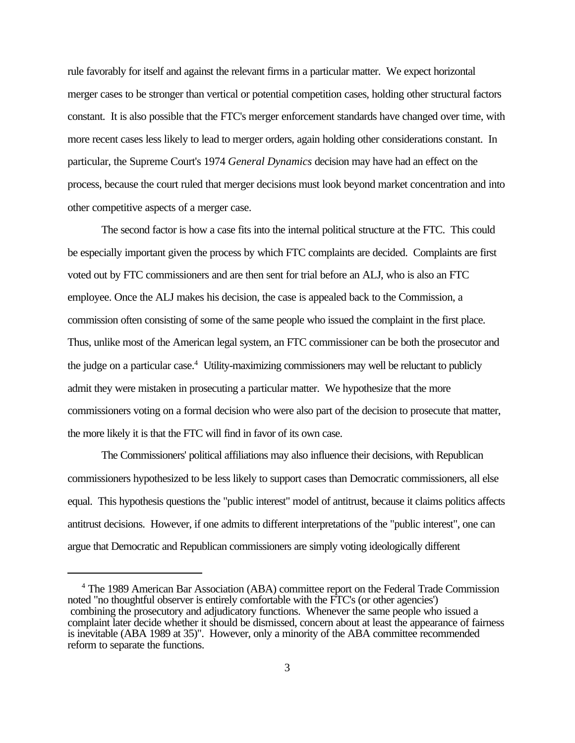rule favorably for itself and against the relevant firms in a particular matter. We expect horizontal merger cases to be stronger than vertical or potential competition cases, holding other structural factors constant. It is also possible that the FTC's merger enforcement standards have changed over time, with more recent cases less likely to lead to merger orders, again holding other considerations constant. In particular, the Supreme Court's 1974 *General Dynamics* decision may have had an effect on the process, because the court ruled that merger decisions must look beyond market concentration and into other competitive aspects of a merger case.

The second factor is how a case fits into the internal political structure at the FTC. This could be especially important given the process by which FTC complaints are decided. Complaints are first voted out by FTC commissioners and are then sent for trial before an ALJ, who is also an FTC employee. Once the ALJ makes his decision, the case is appealed back to the Commission, a commission often consisting of some of the same people who issued the complaint in the first place. Thus, unlike most of the American legal system, an FTC commissioner can be both the prosecutor and the judge on a particular case.[4] Utility-maximizing commissioners may well be reluctant to publicly admit they were mistaken in prosecuting a particular matter. We hypothesize that the more commissioners voting on a formal decision who were also part of the decision to prosecute that matter, the more likely it is that the FTC will find in favor of its own case.

The Commissioners' political affiliations may also influence their decisions, with Republican commissioners hypothesized to be less likely to support cases than Democratic commissioners, all else equal. This hypothesis questions the "public interest" model of antitrust, because it claims politics affects antitrust decisions. However, if one admits to different interpretations of the "public interest", one can argue that Democratic and Republican commissioners are simply voting ideologically different

[4] The 1989 American Bar Association (ABA) committee report on the Federal Trade Commission noted "no thoughtful observer is entirely comfortable with the FTC's (or other agencies') combining the prosecutory and adjudicatory functions. Whenever the same people who issued a complaint later decide whether it should be dismissed, concern about at least the appearance of fairness is inevitable (ABA 1989 at 35)". However, only a minority of the ABA committee recommended reform to separate the functions.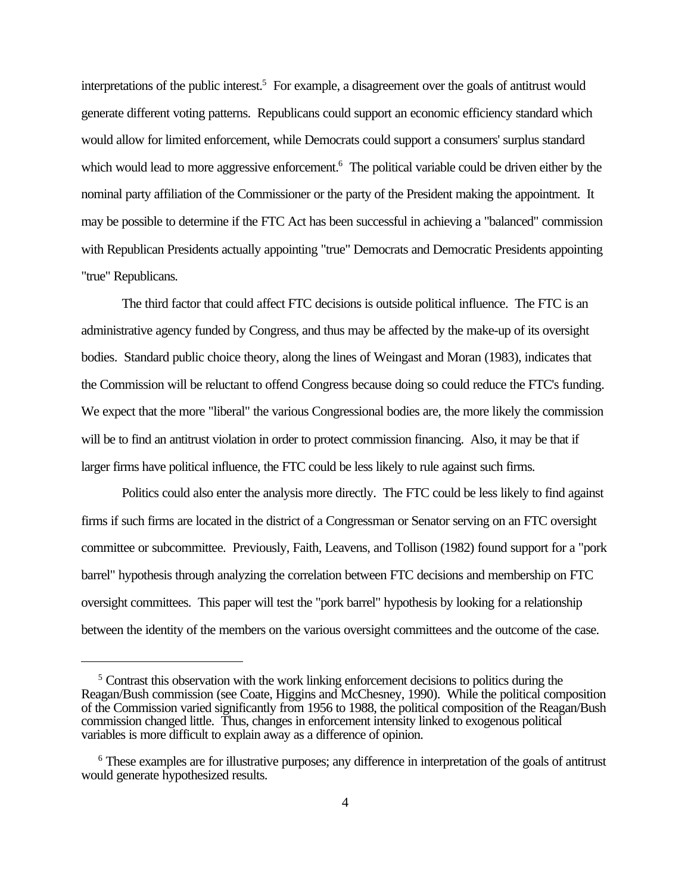interpretations of the public interest.[5] For example, a disagreement over the goals of antitrust would generate different voting patterns. Republicans could support an economic efficiency standard which would allow for limited enforcement, while Democrats could support a consumers' surplus standard which would lead to more aggressive enforcement.[6] The political variable could be driven either by the nominal party affiliation of the Commissioner or the party of the President making the appointment. It may be possible to determine if the FTC Act has been successful in achieving a "balanced" commission with Republican Presidents actually appointing "true" Democrats and Democratic Presidents appointing "true" Republicans.

The third factor that could affect FTC decisions is outside political influence. The FTC is an administrative agency funded by Congress, and thus may be affected by the make-up of its oversight bodies. Standard public choice theory, along the lines of Weingast and Moran (1983), indicates that the Commission will be reluctant to offend Congress because doing so could reduce the FTC's funding. We expect that the more "liberal" the various Congressional bodies are, the more likely the commission will be to find an antitrust violation in order to protect commission financing. Also, it may be that if larger firms have political influence, the FTC could be less likely to rule against such firms.

Politics could also enter the analysis more directly. The FTC could be less likely to find against firms if such firms are located in the district of a Congressman or Senator serving on an FTC oversight committee or subcommittee. Previously, Faith, Leavens, and Tollison (1982) found support for a "pork barrel" hypothesis through analyzing the correlation between FTC decisions and membership on FTC oversight committees. This paper will test the "pork barrel" hypothesis by looking for a relationship between the identity of the members on the various oversight committees and the outcome of the case.

---

[5] Contrast this observation with the work linking enforcement decisions to politics during the Reagan/Bush commission (see Coate, Higgins and McChesney, 1990). While the political composition of the Commission varied significantly from 1956 to 1988, the political composition of the Reagan/Bush commission changed little. Thus, changes in enforcement intensity linked to exogenous political variables is more difficult to explain away as a difference of opinion.

[6] These examples are for illustrative purposes; any difference in interpretation of the goals of antitrust would generate hypothesized results.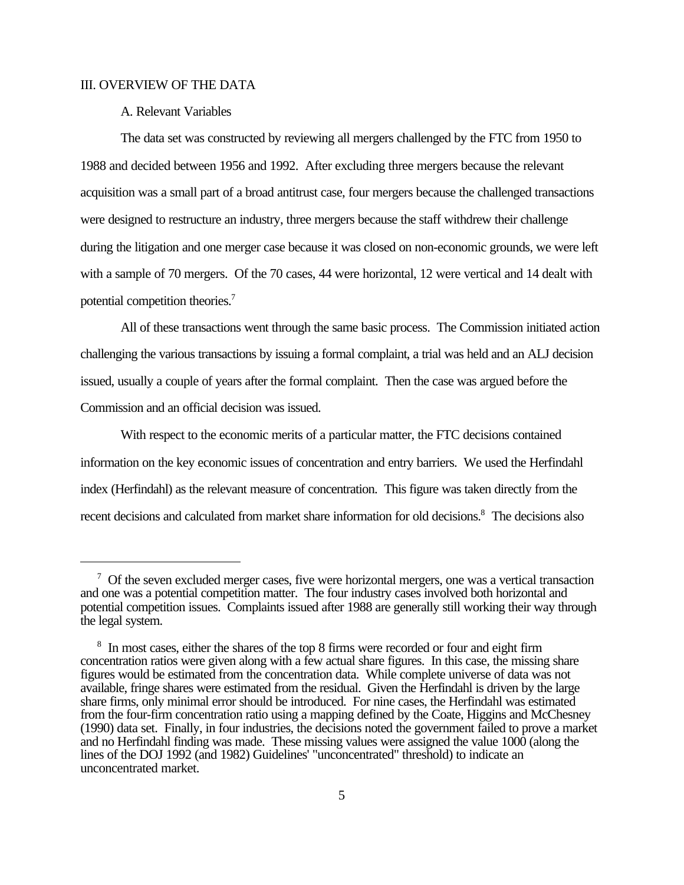## III. OVERVIEW OF THE DATA

### A. Relevant Variables

The data set was constructed by reviewing all mergers challenged by the FTC from 1950 to 1988 and decided between 1956 and 1992. After excluding three mergers because the relevant acquisition was a small part of a broad antitrust case, four mergers because the challenged transactions were designed to restructure an industry, three mergers because the staff withdrew their challenge during the litigation and one merger case because it was closed on non-economic grounds, we were left with a sample of 70 mergers. Of the 70 cases, 44 were horizontal, 12 were vertical and 14 dealt with potential competition theories.[7]

All of these transactions went through the same basic process. The Commission initiated action challenging the various transactions by issuing a formal complaint, a trial was held and an ALJ decision issued, usually a couple of years after the formal complaint. Then the case was argued before the Commission and an official decision was issued.

With respect to the economic merits of a particular matter, the FTC decisions contained information on the key economic issues of concentration and entry barriers. We used the Herfindahl index (Herfindahl) as the relevant measure of concentration. This figure was taken directly from the recent decisions and calculated from market share information for old decisions.[8] The decisions also

---

[7] Of the seven excluded merger cases, five were horizontal mergers, one was a vertical transaction and one was a potential competition matter. The four industry cases involved both horizontal and potential competition issues. Complaints issued after 1988 are generally still working their way through the legal system.

[8] In most cases, either the shares of the top 8 firms were recorded or four and eight firm concentration ratios were given along with a few actual share figures. In this case, the missing share figures would be estimated from the concentration data. While complete universe of data was not available, fringe shares were estimated from the residual. Given the Herfindahl is driven by the large share firms, only minimal error should be introduced. For nine cases, the Herfindahl was estimated from the four-firm concentration ratio using a mapping defined by the Coate, Higgins and McChesney (1990) data set. Finally, in four industries, the decisions noted the government failed to prove a market and no Herfindahl finding was made. These missing values were assigned the value 1000 (along the lines of the DOJ 1992 (and 1982) Guidelines' "unconcentrated" threshold) to indicate an unconcentrated market.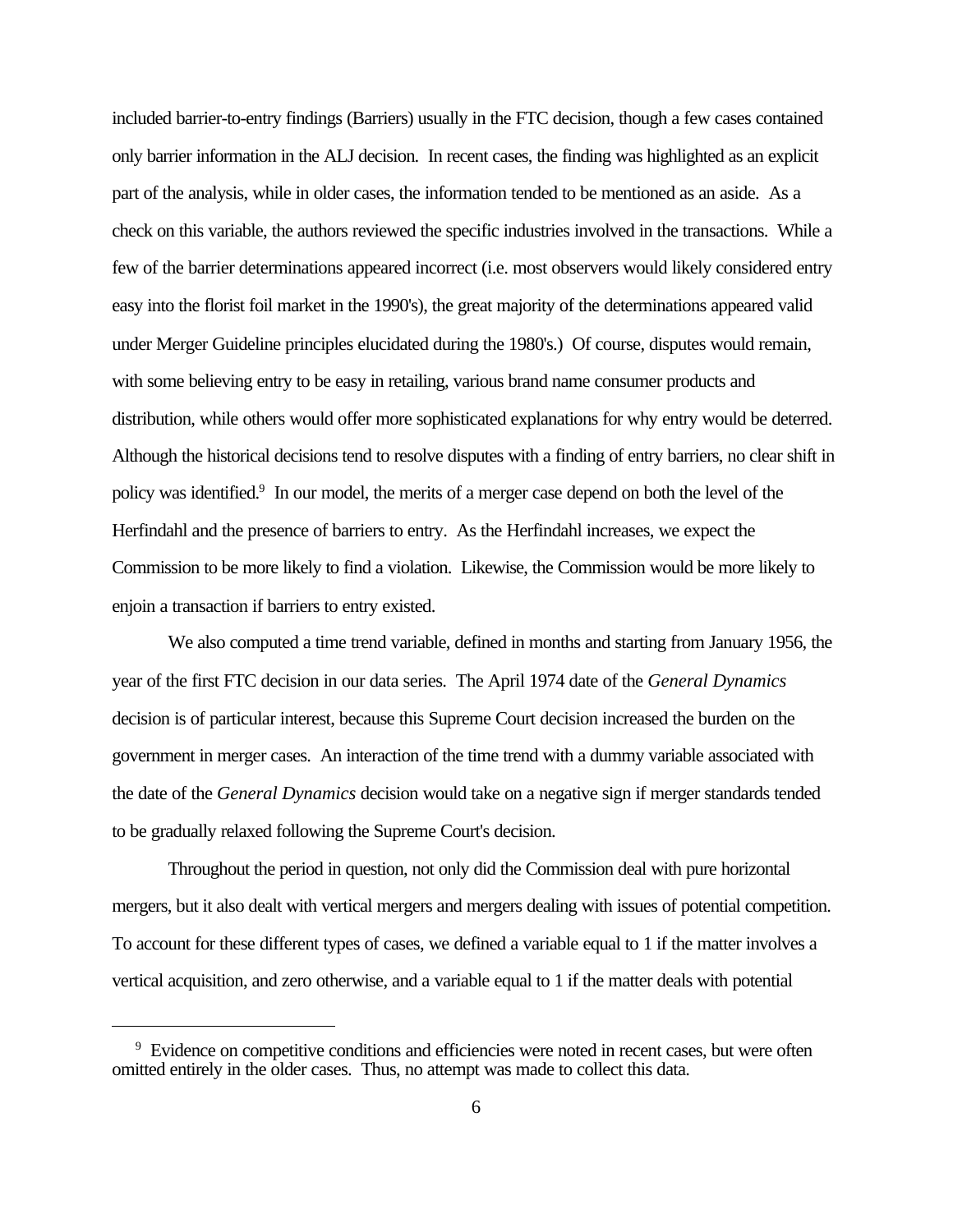included barrier-to-entry findings (Barriers) usually in the FTC decision, though a few cases contained only barrier information in the ALJ decision. In recent cases, the finding was highlighted as an explicit part of the analysis, while in older cases, the information tended to be mentioned as an aside. As a check on this variable, the authors reviewed the specific industries involved in the transactions. While a few of the barrier determinations appeared incorrect (i.e. most observers would likely considered entry easy into the florist foil market in the 1990's), the great majority of the determinations appeared valid under Merger Guideline principles elucidated during the 1980's.) Of course, disputes would remain, with some believing entry to be easy in retailing, various brand name consumer products and distribution, while others would offer more sophisticated explanations for why entry would be deterred. Although the historical decisions tend to resolve disputes with a finding of entry barriers, no clear shift in policy was identified.[9] In our model, the merits of a merger case depend on both the level of the Herfindahl and the presence of barriers to entry. As the Herfindahl increases, we expect the Commission to be more likely to find a violation. Likewise, the Commission would be more likely to enjoin a transaction if barriers to entry existed.

We also computed a time trend variable, defined in months and starting from January 1956, the year of the first FTC decision in our data series. The April 1974 date of the *General Dynamics* decision is of particular interest, because this Supreme Court decision increased the burden on the government in merger cases. An interaction of the time trend with a dummy variable associated with the date of the *General Dynamics* decision would take on a negative sign if merger standards tended to be gradually relaxed following the Supreme Court's decision.

Throughout the period in question, not only did the Commission deal with pure horizontal mergers, but it also dealt with vertical mergers and mergers dealing with issues of potential competition. To account for these different types of cases, we defined a variable equal to 1 if the matter involves a vertical acquisition, and zero otherwise, and a variable equal to 1 if the matter deals with potential

[9] Evidence on competitive conditions and efficiencies were noted in recent cases, but were often omitted entirely in the older cases. Thus, no attempt was made to collect this data.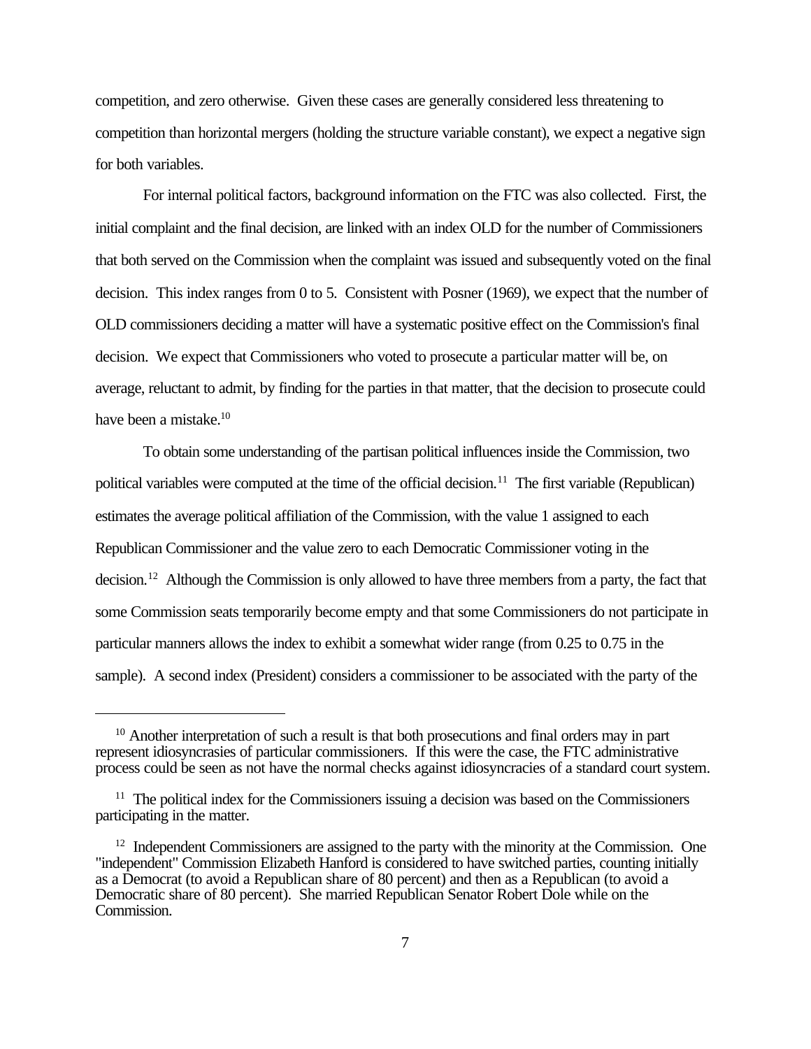competition, and zero otherwise. Given these cases are generally considered less threatening to competition than horizontal mergers (holding the structure variable constant), we expect a negative sign for both variables.

For internal political factors, background information on the FTC was also collected. First, the initial complaint and the final decision, are linked with an index OLD for the number of Commissioners that both served on the Commission when the complaint was issued and subsequently voted on the final decision. This index ranges from 0 to 5. Consistent with Posner (1969), we expect that the number of OLD commissioners deciding a matter will have a systematic positive effect on the Commission's final decision. We expect that Commissioners who voted to prosecute a particular matter will be, on average, reluctant to admit, by finding for the parties in that matter, that the decision to prosecute could have been a mistake.[10]

To obtain some understanding of the partisan political influences inside the Commission, two political variables were computed at the time of the official decision.[11] The first variable (Republican) estimates the average political affiliation of the Commission, with the value 1 assigned to each Republican Commissioner and the value zero to each Democratic Commissioner voting in the decision.[12] Although the Commission is only allowed to have three members from a party, the fact that some Commission seats temporarily become empty and that some Commissioners do not participate in particular manners allows the index to exhibit a somewhat wider range (from 0.25 to 0.75 in the sample). A second index (President) considers a commissioner to be associated with the party of the

---

[10] Another interpretation of such a result is that both prosecutions and final orders may in part represent idiosyncrasies of particular commissioners. If this were the case, the FTC administrative process could be seen as not have the normal checks against idiosyncracies of a standard court system.

[11] The political index for the Commissioners issuing a decision was based on the Commissioners participating in the matter.

[12] Independent Commissioners are assigned to the party with the minority at the Commission. One "independent" Commission Elizabeth Hanford is considered to have switched parties, counting initially as a Democrat (to avoid a Republican share of 80 percent) and then as a Republican (to avoid a Democratic share of 80 percent). She married Republican Senator Robert Dole while on the Commission.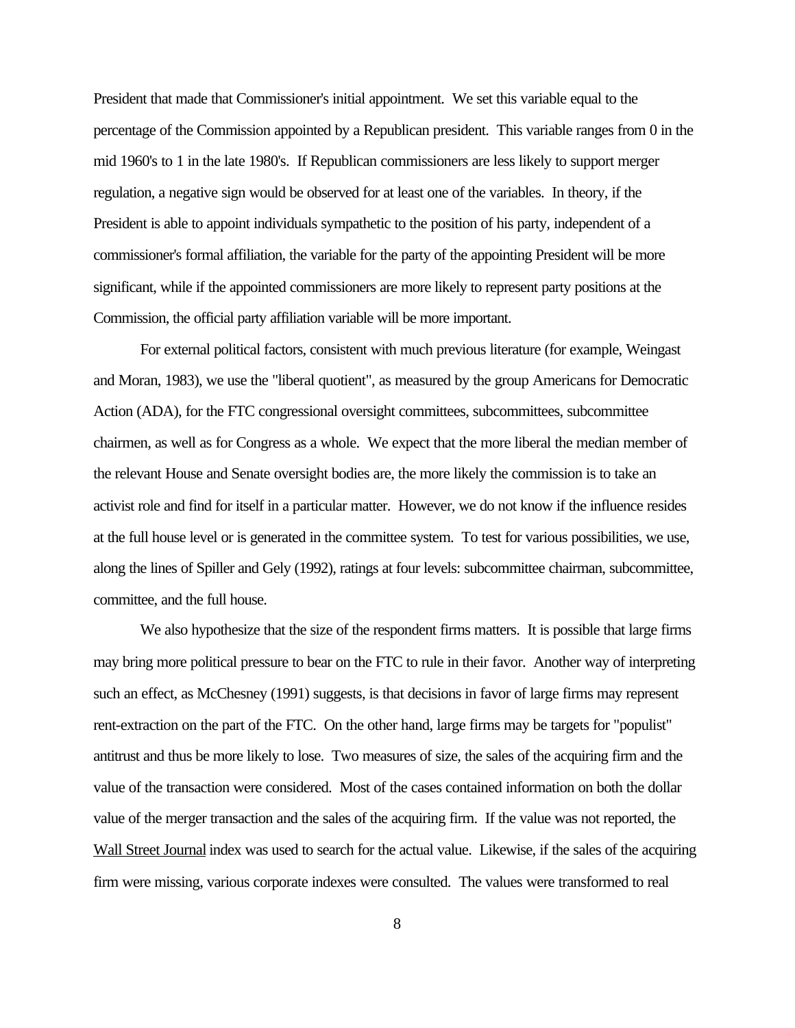President that made that Commissioner's initial appointment. We set this variable equal to the percentage of the Commission appointed by a Republican president. This variable ranges from 0 in the mid 1960's to 1 in the late 1980's. If Republican commissioners are less likely to support merger regulation, a negative sign would be observed for at least one of the variables. In theory, if the President is able to appoint individuals sympathetic to the position of his party, independent of a commissioner's formal affiliation, the variable for the party of the appointing President will be more significant, while if the appointed commissioners are more likely to represent party positions at the Commission, the official party affiliation variable will be more important.

For external political factors, consistent with much previous literature (for example, Weingast and Moran, 1983), we use the "liberal quotient", as measured by the group Americans for Democratic Action (ADA), for the FTC congressional oversight committees, subcommittees, subcommittee chairmen, as well as for Congress as a whole. We expect that the more liberal the median member of the relevant House and Senate oversight bodies are, the more likely the commission is to take an activist role and find for itself in a particular matter. However, we do not know if the influence resides at the full house level or is generated in the committee system. To test for various possibilities, we use, along the lines of Spiller and Gely (1992), ratings at four levels: subcommittee chairman, subcommittee, committee, and the full house.

We also hypothesize that the size of the respondent firms matters. It is possible that large firms may bring more political pressure to bear on the FTC to rule in their favor. Another way of interpreting such an effect, as McChesney (1991) suggests, is that decisions in favor of large firms may represent rent-extraction on the part of the FTC. On the other hand, large firms may be targets for "populist" antitrust and thus be more likely to lose. Two measures of size, the sales of the acquiring firm and the value of the transaction were considered. Most of the cases contained information on both the dollar value of the merger transaction and the sales of the acquiring firm. If the value was not reported, the Wall Street Journal index was used to search for the actual value. Likewise, if the sales of the acquiring firm were missing, various corporate indexes were consulted. The values were transformed to real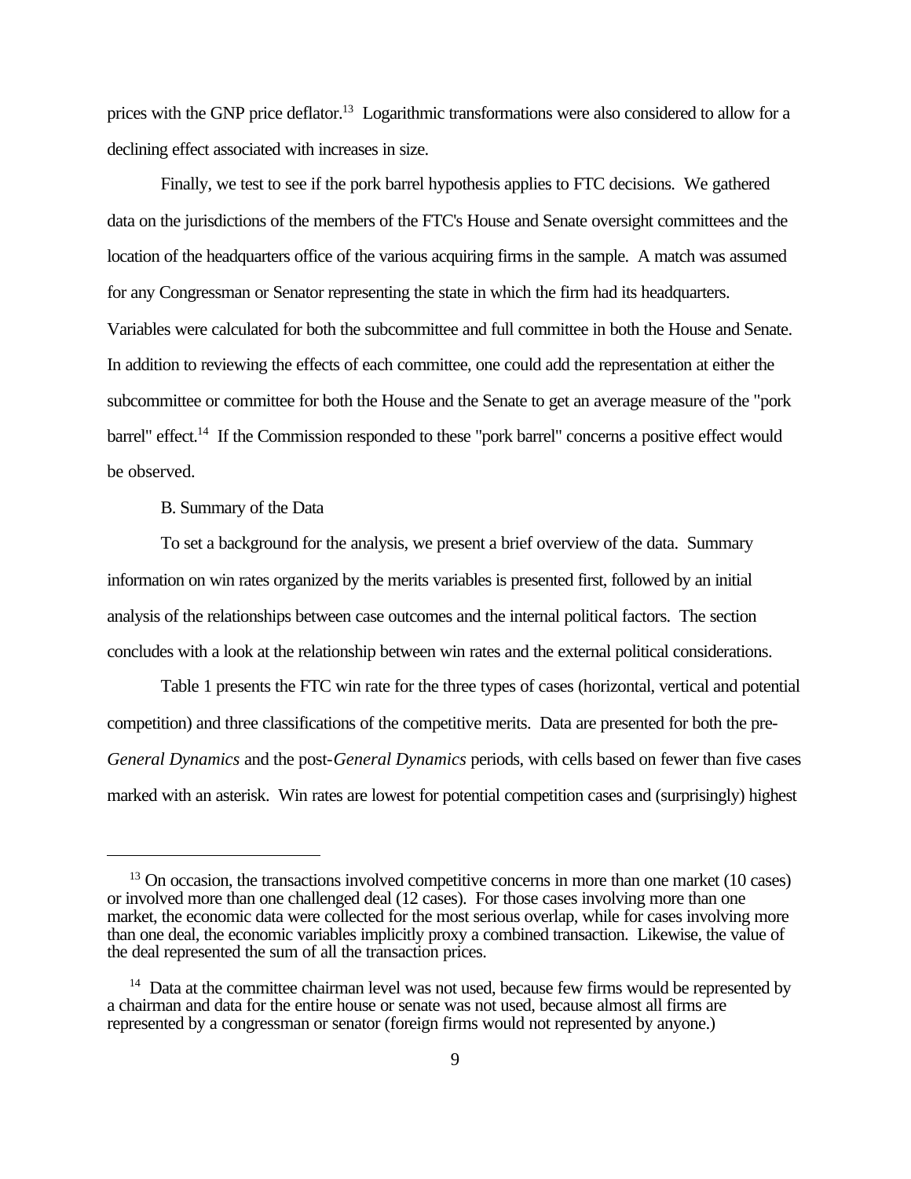prices with the GNP price deflator.[13] Logarithmic transformations were also considered to allow for a declining effect associated with increases in size.

Finally, we test to see if the pork barrel hypothesis applies to FTC decisions. We gathered data on the jurisdictions of the members of the FTC's House and Senate oversight committees and the location of the headquarters office of the various acquiring firms in the sample. A match was assumed for any Congressman or Senator representing the state in which the firm had its headquarters. Variables were calculated for both the subcommittee and full committee in both the House and Senate. In addition to reviewing the effects of each committee, one could add the representation at either the subcommittee or committee for both the House and the Senate to get an average measure of the "pork barrel" effect.[14] If the Commission responded to these "pork barrel" concerns a positive effect would be observed.

B. Summary of the Data

To set a background for the analysis, we present a brief overview of the data. Summary information on win rates organized by the merits variables is presented first, followed by an initial analysis of the relationships between case outcomes and the internal political factors. The section concludes with a look at the relationship between win rates and the external political considerations.

Table 1 presents the FTC win rate for the three types of cases (horizontal, vertical and potential competition) and three classifications of the competitive merits. Data are presented for both the pre-*General Dynamics* and the post-*General Dynamics* periods, with cells based on fewer than five cases marked with an asterisk. Win rates are lowest for potential competition cases and (surprisingly) highest

---

[13] On occasion, the transactions involved competitive concerns in more than one market (10 cases) or involved more than one challenged deal (12 cases). For those cases involving more than one market, the economic data were collected for the most serious overlap, while for cases involving more than one deal, the economic variables implicitly proxy a combined transaction. Likewise, the value of the deal represented the sum of all the transaction prices.

[14] Data at the committee chairman level was not used, because few firms would be represented by a chairman and data for the entire house or senate was not used, because almost all firms are represented by a congressman or senator (foreign firms would not represented by anyone.)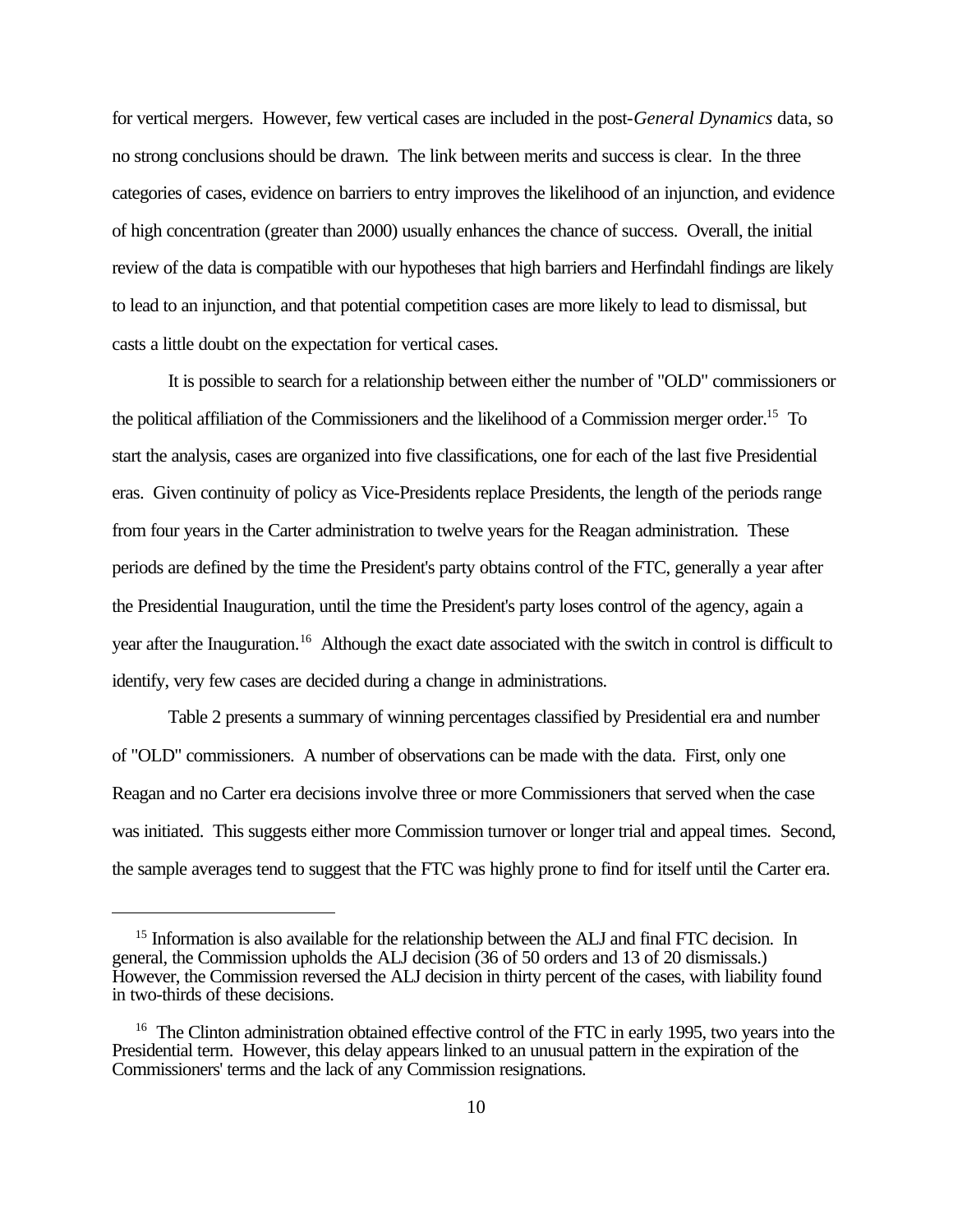for vertical mergers. However, few vertical cases are included in the post-*General Dynamics* data, so no strong conclusions should be drawn. The link between merits and success is clear. In the three categories of cases, evidence on barriers to entry improves the likelihood of an injunction, and evidence of high concentration (greater than 2000) usually enhances the chance of success. Overall, the initial review of the data is compatible with our hypotheses that high barriers and Herfindahl findings are likely to lead to an injunction, and that potential competition cases are more likely to lead to dismissal, but casts a little doubt on the expectation for vertical cases.

It is possible to search for a relationship between either the number of "OLD" commissioners or the political affiliation of the Commissioners and the likelihood of a Commission merger order.[15] To start the analysis, cases are organized into five classifications, one for each of the last five Presidential eras. Given continuity of policy as Vice-Presidents replace Presidents, the length of the periods range from four years in the Carter administration to twelve years for the Reagan administration. These periods are defined by the time the President's party obtains control of the FTC, generally a year after the Presidential Inauguration, until the time the President's party loses control of the agency, again a year after the Inauguration.[16] Although the exact date associated with the switch in control is difficult to identify, very few cases are decided during a change in administrations.

Table 2 presents a summary of winning percentages classified by Presidential era and number of "OLD" commissioners. A number of observations can be made with the data. First, only one Reagan and no Carter era decisions involve three or more Commissioners that served when the case was initiated. This suggests either more Commission turnover or longer trial and appeal times. Second, the sample averages tend to suggest that the FTC was highly prone to find for itself until the Carter era.

---

[15] Information is also available for the relationship between the ALJ and final FTC decision. In general, the Commission upholds the ALJ decision (36 of 50 orders and 13 of 20 dismissals.) However, the Commission reversed the ALJ decision in thirty percent of the cases, with liability found in two-thirds of these decisions.

[16] The Clinton administration obtained effective control of the FTC in early 1995, two years into the Presidential term. However, this delay appears linked to an unusual pattern in the expiration of the Commissioners' terms and the lack of any Commission resignations.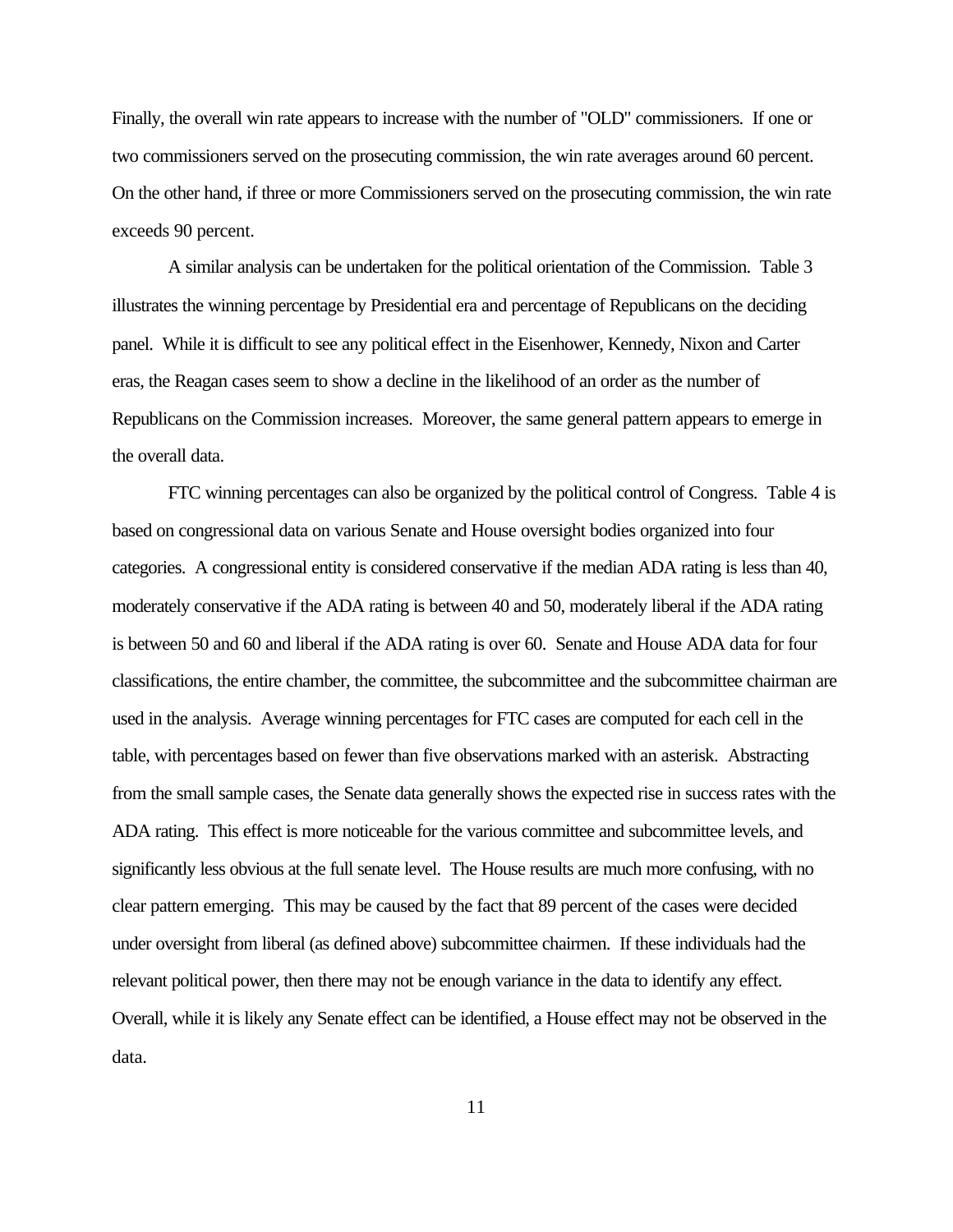Finally, the overall win rate appears to increase with the number of "OLD" commissioners. If one or two commissioners served on the prosecuting commission, the win rate averages around 60 percent. On the other hand, if three or more Commissioners served on the prosecuting commission, the win rate exceeds 90 percent.

A similar analysis can be undertaken for the political orientation of the Commission. Table 3 illustrates the winning percentage by Presidential era and percentage of Republicans on the deciding panel. While it is difficult to see any political effect in the Eisenhower, Kennedy, Nixon and Carter eras, the Reagan cases seem to show a decline in the likelihood of an order as the number of Republicans on the Commission increases. Moreover, the same general pattern appears to emerge in the overall data.

FTC winning percentages can also be organized by the political control of Congress. Table 4 is based on congressional data on various Senate and House oversight bodies organized into four categories. A congressional entity is considered conservative if the median ADA rating is less than 40, moderately conservative if the ADA rating is between 40 and 50, moderately liberal if the ADA rating is between 50 and 60 and liberal if the ADA rating is over 60. Senate and House ADA data for four classifications, the entire chamber, the committee, the subcommittee and the subcommittee chairman are used in the analysis. Average winning percentages for FTC cases are computed for each cell in the table, with percentages based on fewer than five observations marked with an asterisk. Abstracting from the small sample cases, the Senate data generally shows the expected rise in success rates with the ADA rating. This effect is more noticeable for the various committee and subcommittee levels, and significantly less obvious at the full senate level. The House results are much more confusing, with no clear pattern emerging. This may be caused by the fact that 89 percent of the cases were decided under oversight from liberal (as defined above) subcommittee chairmen. If these individuals had the relevant political power, then there may not be enough variance in the data to identify any effect. Overall, while it is likely any Senate effect can be identified, a House effect may not be observed in the data.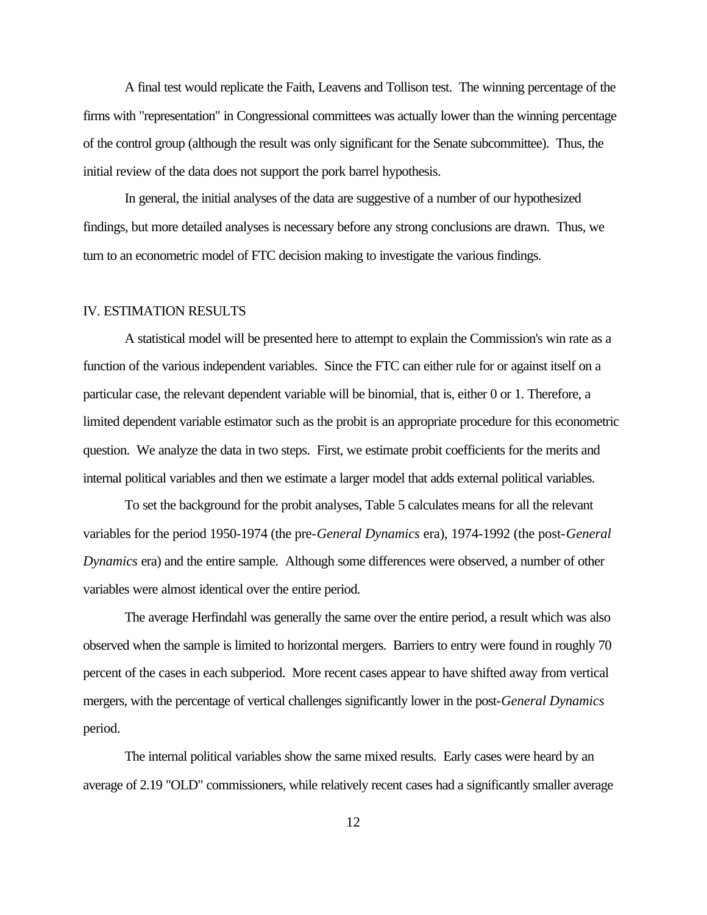A final test would replicate the Faith, Leavens and Tollison test. The winning percentage of the firms with "representation" in Congressional committees was actually lower than the winning percentage of the control group (although the result was only significant for the Senate subcommittee). Thus, the initial review of the data does not support the pork barrel hypothesis.

In general, the initial analyses of the data are suggestive of a number of our hypothesized findings, but more detailed analyses is necessary before any strong conclusions are drawn. Thus, we turn to an econometric model of FTC decision making to investigate the various findings.

## IV. ESTIMATION RESULTS

A statistical model will be presented here to attempt to explain the Commission's win rate as a function of the various independent variables. Since the FTC can either rule for or against itself on a particular case, the relevant dependent variable will be binomial, that is, either 0 or 1. Therefore, a limited dependent variable estimator such as the probit is an appropriate procedure for this econometric question. We analyze the data in two steps. First, we estimate probit coefficients for the merits and internal political variables and then we estimate a larger model that adds external political variables.

To set the background for the probit analyses, Table 5 calculates means for all the relevant variables for the period 1950-1974 (the pre-*General Dynamics* era), 1974-1992 (the post-*General Dynamics* era) and the entire sample. Although some differences were observed, a number of other variables were almost identical over the entire period.

The average Herfindahl was generally the same over the entire period, a result which was also observed when the sample is limited to horizontal mergers. Barriers to entry were found in roughly 70 percent of the cases in each subperiod. More recent cases appear to have shifted away from vertical mergers, with the percentage of vertical challenges significantly lower in the post-*General Dynamics* period.

The internal political variables show the same mixed results. Early cases were heard by an average of 2.19 "OLD" commissioners, while relatively recent cases had a significantly smaller average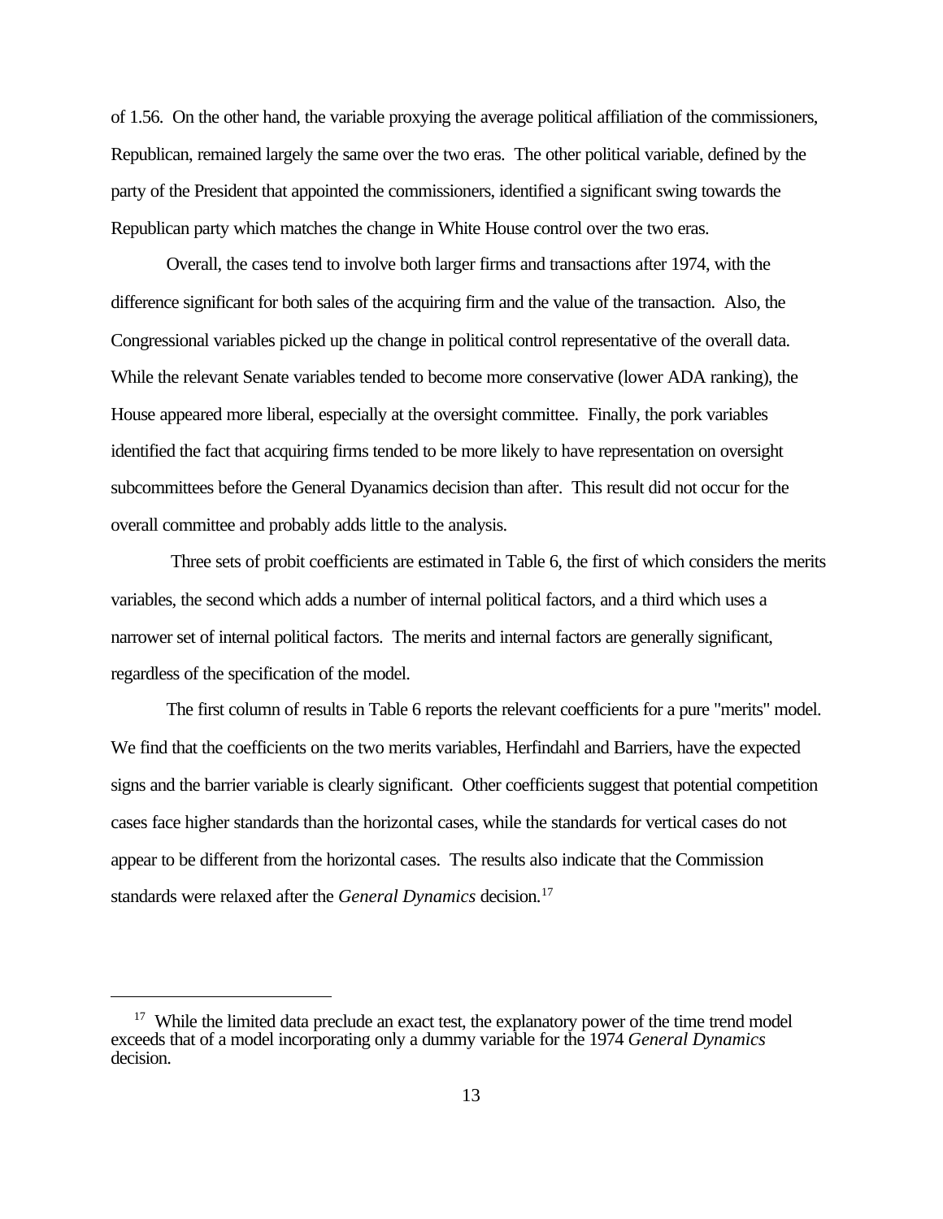of 1.56. On the other hand, the variable proxying the average political affiliation of the commissioners, Republican, remained largely the same over the two eras. The other political variable, defined by the party of the President that appointed the commissioners, identified a significant swing towards the Republican party which matches the change in White House control over the two eras.

Overall, the cases tend to involve both larger firms and transactions after 1974, with the difference significant for both sales of the acquiring firm and the value of the transaction. Also, the Congressional variables picked up the change in political control representative of the overall data. While the relevant Senate variables tended to become more conservative (lower ADA ranking), the House appeared more liberal, especially at the oversight committee. Finally, the pork variables identified the fact that acquiring firms tended to be more likely to have representation on oversight subcommittees before the General Dyanamics decision than after. This result did not occur for the overall committee and probably adds little to the analysis.

Three sets of probit coefficients are estimated in Table 6, the first of which considers the merits variables, the second which adds a number of internal political factors, and a third which uses a narrower set of internal political factors. The merits and internal factors are generally significant, regardless of the specification of the model.

The first column of results in Table 6 reports the relevant coefficients for a pure "merits" model. We find that the coefficients on the two merits variables, Herfindahl and Barriers, have the expected signs and the barrier variable is clearly significant. Other coefficients suggest that potential competition cases face higher standards than the horizontal cases, while the standards for vertical cases do not appear to be different from the horizontal cases. The results also indicate that the Commission standards were relaxed after the *General Dynamics* decision.[17]

[17] While the limited data preclude an exact test, the explanatory power of the time trend model exceeds that of a model incorporating only a dummy variable for the 1974 *General Dynamics* decision.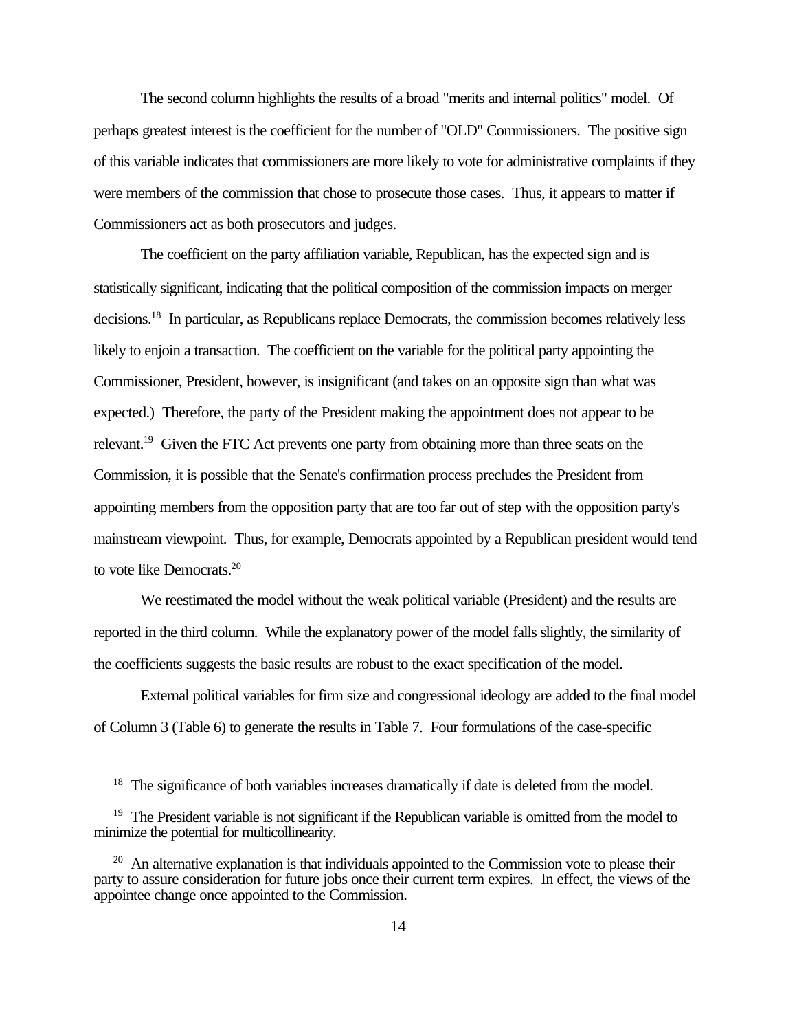The second column highlights the results of a broad "merits and internal politics" model. Of perhaps greatest interest is the coefficient for the number of "OLD" Commissioners. The positive sign of this variable indicates that commissioners are more likely to vote for administrative complaints if they were members of the commission that chose to prosecute those cases. Thus, it appears to matter if Commissioners act as both prosecutors and judges.

The coefficient on the party affiliation variable, Republican, has the expected sign and is statistically significant, indicating that the political composition of the commission impacts on merger decisions.[18] In particular, as Republicans replace Democrats, the commission becomes relatively less likely to enjoin a transaction. The coefficient on the variable for the political party appointing the Commissioner, President, however, is insignificant (and takes on an opposite sign than what was expected.) Therefore, the party of the President making the appointment does not appear to be relevant.[19] Given the FTC Act prevents one party from obtaining more than three seats on the Commission, it is possible that the Senate's confirmation process precludes the President from appointing members from the opposition party that are too far out of step with the opposition party's mainstream viewpoint. Thus, for example, Democrats appointed by a Republican president would tend to vote like Democrats.[20]

We reestimated the model without the weak political variable (President) and the results are reported in the third column. While the explanatory power of the model falls slightly, the similarity of the coefficients suggests the basic results are robust to the exact specification of the model.

External political variables for firm size and congressional ideology are added to the final model of Column 3 (Table 6) to generate the results in Table 7. Four formulations of the case-specific

---

[18] The significance of both variables increases dramatically if date is deleted from the model.

[19] The President variable is not significant if the Republican variable is omitted from the model to minimize the potential for multicollinearity.

[20] An alternative explanation is that individuals appointed to the Commission vote to please their party to assure consideration for future jobs once their current term expires. In effect, the views of the appointee change once appointed to the Commission.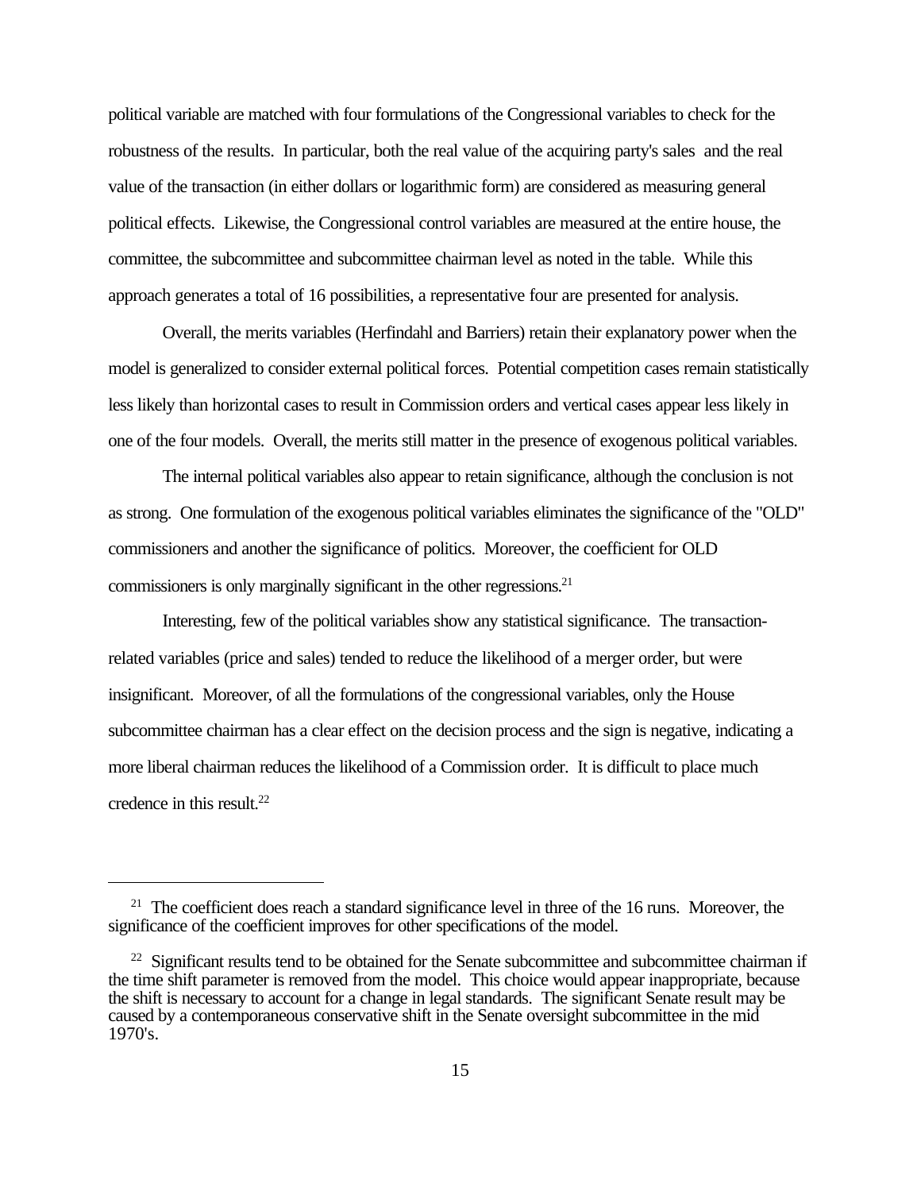political variable are matched with four formulations of the Congressional variables to check for the robustness of the results. In particular, both the real value of the acquiring party's sales and the real value of the transaction (in either dollars or logarithmic form) are considered as measuring general political effects. Likewise, the Congressional control variables are measured at the entire house, the committee, the subcommittee and subcommittee chairman level as noted in the table. While this approach generates a total of 16 possibilities, a representative four are presented for analysis.

Overall, the merits variables (Herfindahl and Barriers) retain their explanatory power when the model is generalized to consider external political forces. Potential competition cases remain statistically less likely than horizontal cases to result in Commission orders and vertical cases appear less likely in one of the four models. Overall, the merits still matter in the presence of exogenous political variables.

The internal political variables also appear to retain significance, although the conclusion is not as strong. One formulation of the exogenous political variables eliminates the significance of the "OLD" commissioners and another the significance of politics. Moreover, the coefficient for OLD commissioners is only marginally significant in the other regressions.[21]

Interesting, few of the political variables show any statistical significance. The transaction-related variables (price and sales) tended to reduce the likelihood of a merger order, but were insignificant. Moreover, of all the formulations of the congressional variables, only the House subcommittee chairman has a clear effect on the decision process and the sign is negative, indicating a more liberal chairman reduces the likelihood of a Commission order. It is difficult to place much credence in this result.[22]

---

[21] The coefficient does reach a standard significance level in three of the 16 runs. Moreover, the significance of the coefficient improves for other specifications of the model.

[22] Significant results tend to be obtained for the Senate subcommittee and subcommittee chairman if the time shift parameter is removed from the model. This choice would appear inappropriate, because the shift is necessary to account for a change in legal standards. The significant Senate result may be caused by a contemporaneous conservative shift in the Senate oversight subcommittee in the mid 1970's.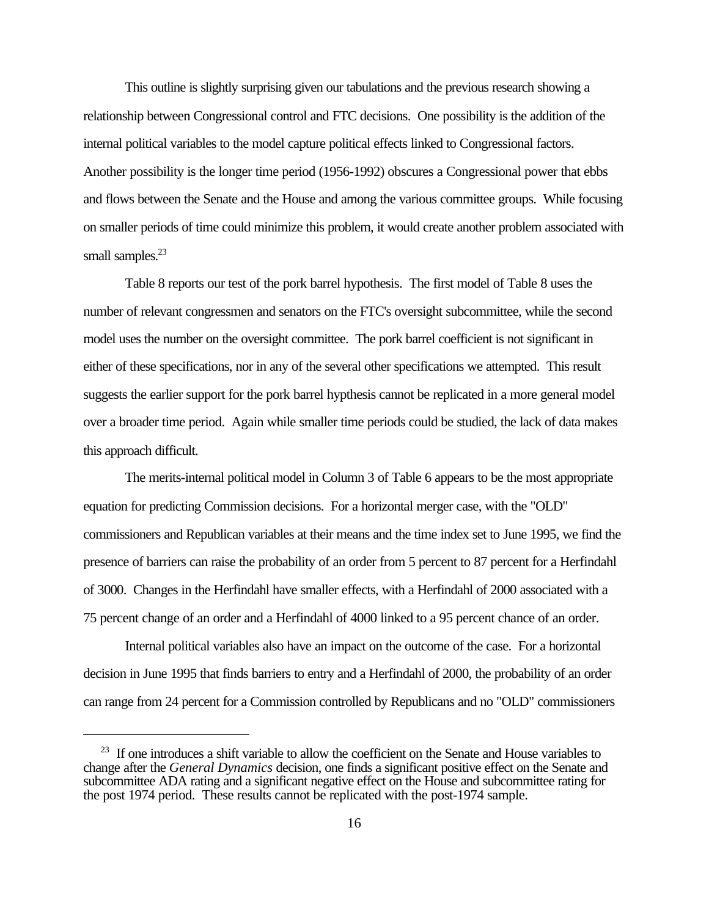This outline is slightly surprising given our tabulations and the previous research showing a relationship between Congressional control and FTC decisions. One possibility is the addition of the internal political variables to the model capture political effects linked to Congressional factors. Another possibility is the longer time period (1956-1992) obscures a Congressional power that ebbs and flows between the Senate and the House and among the various committee groups. While focusing on smaller periods of time could minimize this problem, it would create another problem associated with small samples.[23]

Table 8 reports our test of the pork barrel hypothesis. The first model of Table 8 uses the number of relevant congressmen and senators on the FTC's oversight subcommittee, while the second model uses the number on the oversight committee. The pork barrel coefficient is not significant in either of these specifications, nor in any of the several other specifications we attempted. This result suggests the earlier support for the pork barrel hypthesis cannot be replicated in a more general model over a broader time period. Again while smaller time periods could be studied, the lack of data makes this approach difficult.

The merits-internal political model in Column 3 of Table 6 appears to be the most appropriate equation for predicting Commission decisions. For a horizontal merger case, with the "OLD" commissioners and Republican variables at their means and the time index set to June 1995, we find the presence of barriers can raise the probability of an order from 5 percent to 87 percent for a Herfindahl of 3000. Changes in the Herfindahl have smaller effects, with a Herfindahl of 2000 associated with a 75 percent change of an order and a Herfindahl of 4000 linked to a 95 percent chance of an order.

Internal political variables also have an impact on the outcome of the case. For a horizontal decision in June 1995 that finds barriers to entry and a Herfindahl of 2000, the probability of an order can range from 24 percent for a Commission controlled by Republicans and no "OLD" commissioners

---

[23] If one introduces a shift variable to allow the coefficient on the Senate and House variables to change after the *General Dynamics* decision, one finds a significant positive effect on the Senate and subcommittee ADA rating and a significant negative effect on the House and subcommittee rating for the post 1974 period. These results cannot be replicated with the post-1974 sample.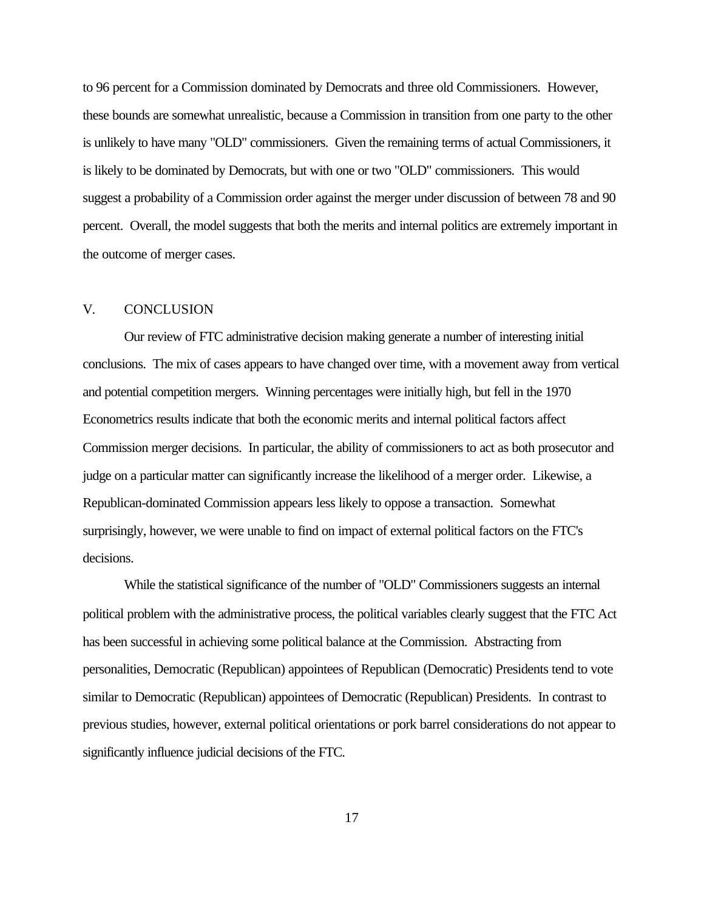to 96 percent for a Commission dominated by Democrats and three old Commissioners. However, these bounds are somewhat unrealistic, because a Commission in transition from one party to the other is unlikely to have many "OLD" commissioners. Given the remaining terms of actual Commissioners, it is likely to be dominated by Democrats, but with one or two "OLD" commissioners. This would suggest a probability of a Commission order against the merger under discussion of between 78 and 90 percent. Overall, the model suggests that both the merits and internal politics are extremely important in the outcome of merger cases.

## V. CONCLUSION

Our review of FTC administrative decision making generate a number of interesting initial conclusions. The mix of cases appears to have changed over time, with a movement away from vertical and potential competition mergers. Winning percentages were initially high, but fell in the 1970 Econometrics results indicate that both the economic merits and internal political factors affect Commission merger decisions. In particular, the ability of commissioners to act as both prosecutor and judge on a particular matter can significantly increase the likelihood of a merger order. Likewise, a Republican-dominated Commission appears less likely to oppose a transaction. Somewhat surprisingly, however, we were unable to find on impact of external political factors on the FTC's decisions.

While the statistical significance of the number of "OLD" Commissioners suggests an internal political problem with the administrative process, the political variables clearly suggest that the FTC Act has been successful in achieving some political balance at the Commission. Abstracting from personalities, Democratic (Republican) appointees of Republican (Democratic) Presidents tend to vote similar to Democratic (Republican) appointees of Democratic (Republican) Presidents. In contrast to previous studies, however, external political orientations or pork barrel considerations do not appear to significantly influence judicial decisions of the FTC.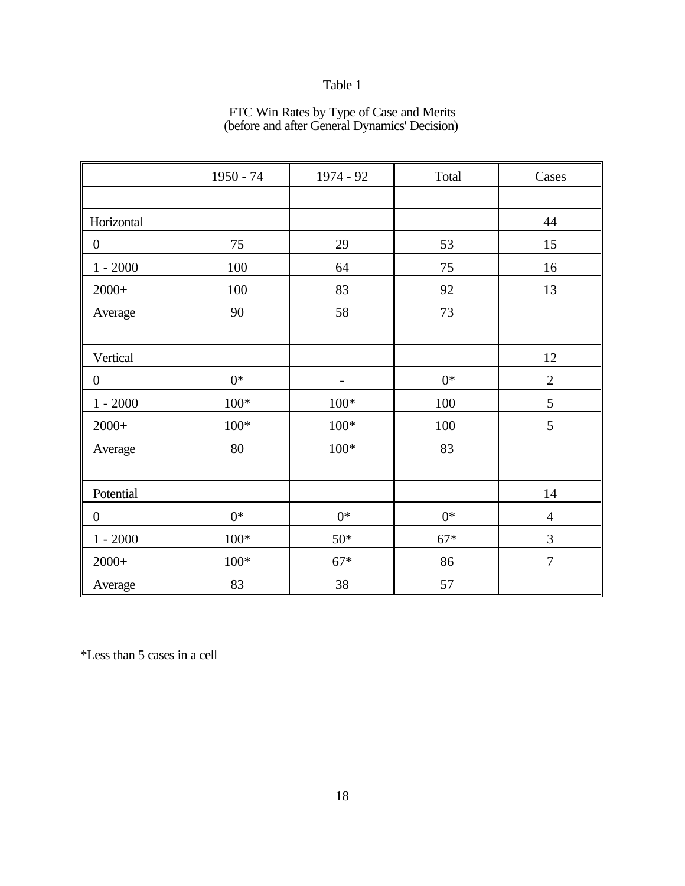Table 1

FTC Win Rates by Type of Case and Merits
(before and after General Dynamics' Decision)

| | 1950 - 74 | 1974 - 92 | Total | Cases |
|---|---|---|---|---|
| | | | | |
| Horizontal | | | | 44 |
| 0 | 75 | 29 | 53 | 15 |
| 1 - 2000 | 100 | 64 | 75 | 16 |
| 2000+ | 100 | 83 | 92 | 13 |
| Average | 90 | 58 | 73 | |
| | | | | |
| Vertical | | | | 12 |
| 0 | 0* | - | 0* | 2 |
| 1 - 2000 | 100* | 100* | 100 | 5 |
| 2000+ | 100* | 100* | 100 | 5 |
| Average | 80 | 100* | 83 | |
| | | | | |
| Potential | | | | 14 |
| 0 | 0* | 0* | 0* | 4 |
| 1 - 2000 | 100* | 50* | 67* | 3 |
| 2000+ | 100* | 67* | 86 | 7 |
| Average | 83 | 38 | 57 | |

*Less than 5 cases in a cell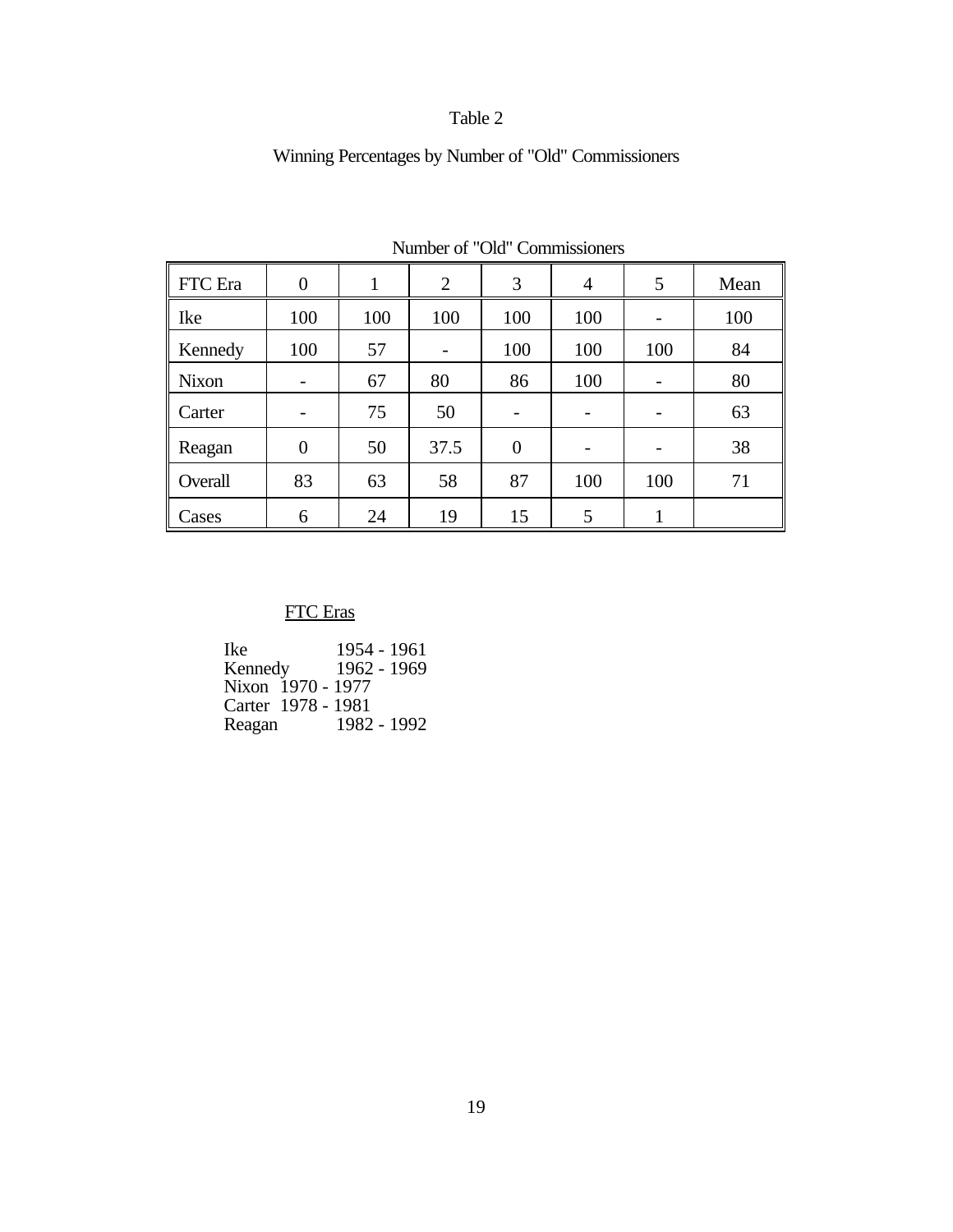Table 2

Winning Percentages by Number of "Old" Commissioners

| | Number of "Old" Commissioners | | | | | | |
|---|---|---|---|---|---|---|---|
| FTC Era | 0 | 1 | 2 | 3 | 4 | 5 | Mean |
| Ike | 100 | 100 | 100 | 100 | 100 | - | 100 |
| Kennedy | 100 | 57 | - | 100 | 100 | 100 | 84 |
| Nixon | - | 67 | 80 | 86 | 100 | - | 80 |
| Carter | - | 75 | 50 | - | - | - | 63 |
| Reagan | 0 | 50 | 37.5 | 0 | - | - | 38 |
| Overall | 83 | 63 | 58 | 87 | 100 | 100 | 71 |
| Cases | 6 | 24 | 19 | 15 | 5 | 1 | |

FTC Eras

Ike 1954 - 1961
Kennedy 1962 - 1969
Nixon 1970 - 1977
Carter 1978 - 1981
Reagan 1982 - 1992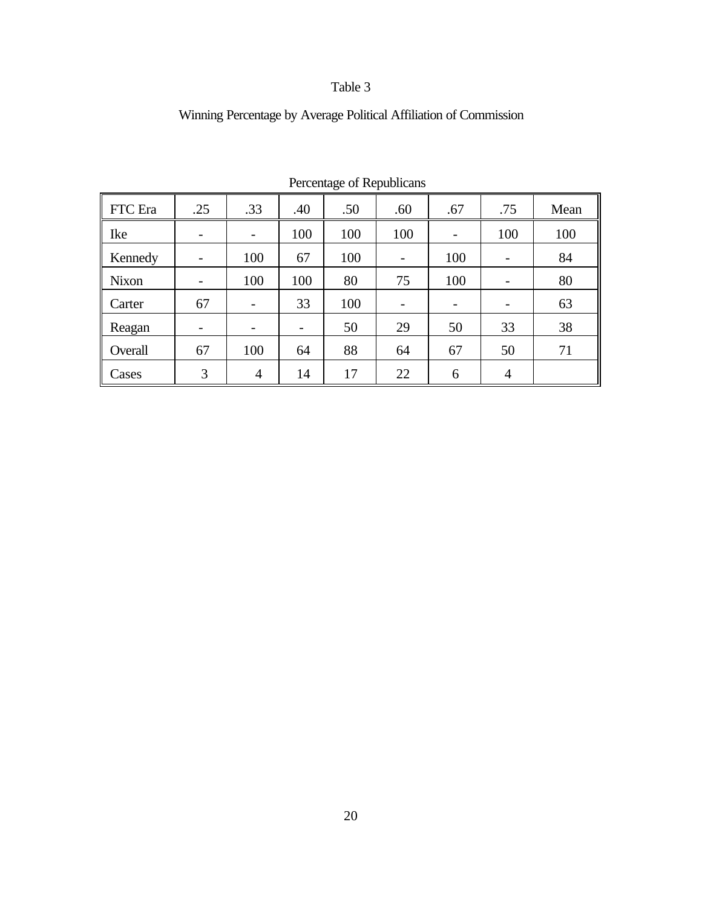Table 3

Winning Percentage by Average Political Affiliation of Commission

| | Percentage of Republicans | | | | | | | |
|---|---|---|---|---|---|---|---|---|
| FTC Era | .25 | .33 | .40 | .50 | .60 | .67 | .75 | Mean |
| Ike | - | - | 100 | 100 | 100 | - | 100 | 100 |
| Kennedy | - | 100 | 67 | 100 | - | 100 | - | 84 |
| Nixon | - | 100 | 100 | 80 | 75 | 100 | - | 80 |
| Carter | 67 | - | 33 | 100 | - | - | - | 63 |
| Reagan | - | - | - | 50 | 29 | 50 | 33 | 38 |
| Overall | 67 | 100 | 64 | 88 | 64 | 67 | 50 | 71 |
| Cases | 3 | 4 | 14 | 17 | 22 | 6 | 4 | |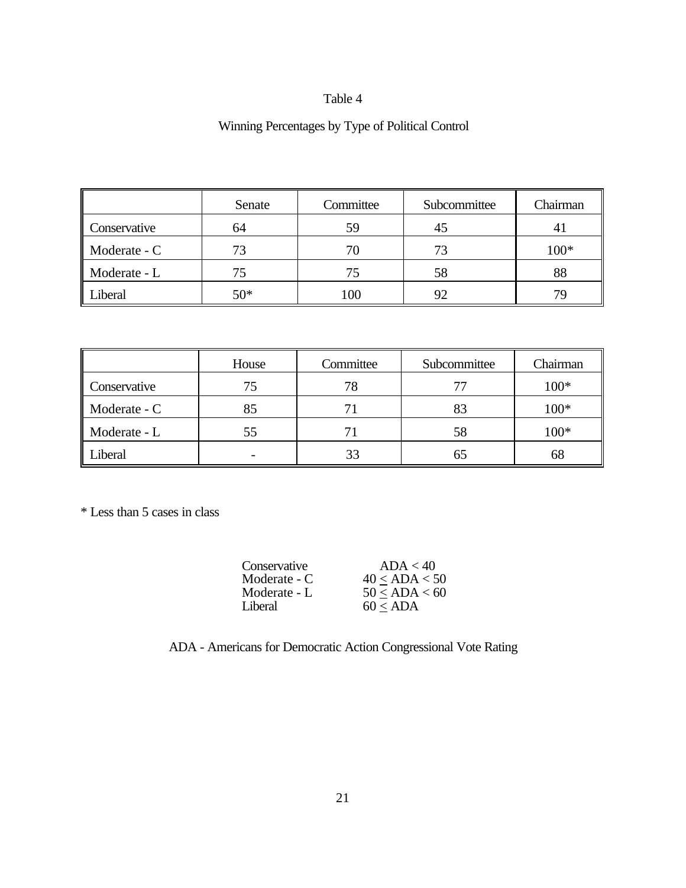Table 4

Winning Percentages by Type of Political Control

| | Senate | Committee | Subcommittee | Chairman |
|---|---|---|---|---|
| Conservative | 64 | 59 | 45 | 41 |
| Moderate - C | 73 | 70 | 73 | 100* |
| Moderate - L | 75 | 75 | 58 | 88 |
| Liberal | 50* | 100 | 92 | 79 |

| | House | Committee | Subcommittee | Chairman |
|---|---|---|---|---|
| Conservative | 75 | 78 | 77 | 100* |
| Moderate - C | 85 | 71 | 83 | 100* |
| Moderate - L | 55 | 71 | 58 | 100* |
| Liberal | - | 33 | 65 | 68 |

* Less than 5 cases in class

| | |
|---|---|
| Conservative | $ADA < 40$ |
| Moderate - C | $40 \leq ADA < 50$ |
| Moderate - L | $50 \leq ADA < 60$ |
| Liberal | $60 \leq ADA$ |

ADA - Americans for Democratic Action Congressional Vote Rating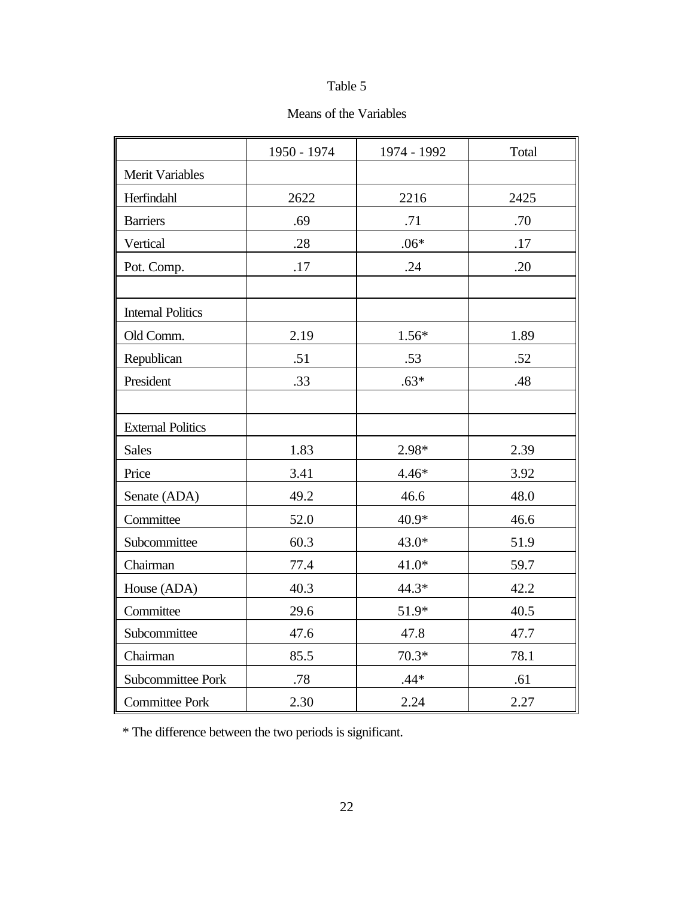Table 5

Means of the Variables

| | 1950 - 1974 | 1974 - 1992 | Total |
|---|---|---|---|
| Merit Variables | | | |
| Herfindahl | 2622 | 2216 | 2425 |
| Barriers | .69 | .71 | .70 |
| Vertical | .28 | .06* | .17 |
| Pot. Comp. | .17 | .24 | .20 |
| | | | |
| Internal Politics | | | |
| Old Comm. | 2.19 | 1.56* | 1.89 |
| Republican | .51 | .53 | .52 |
| President | .33 | .63* | .48 |
| | | | |
| External Politics | | | |
| Sales | 1.83 | 2.98* | 2.39 |
| Price | 3.41 | 4.46* | 3.92 |
| Senate (ADA) | 49.2 | 46.6 | 48.0 |
| Committee | 52.0 | 40.9* | 46.6 |
| Subcommittee | 60.3 | 43.0* | 51.9 |
| Chairman | 77.4 | 41.0* | 59.7 |
| House (ADA) | 40.3 | 44.3* | 42.2 |
| Committee | 29.6 | 51.9* | 40.5 |
| Subcommittee | 47.6 | 47.8 | 47.7 |
| Chairman | 85.5 | 70.3* | 78.1 |
| Subcommittee Pork | .78 | .44* | .61 |
| Committee Pork | 2.30 | 2.24 | 2.27 |

* The difference between the two periods is significant.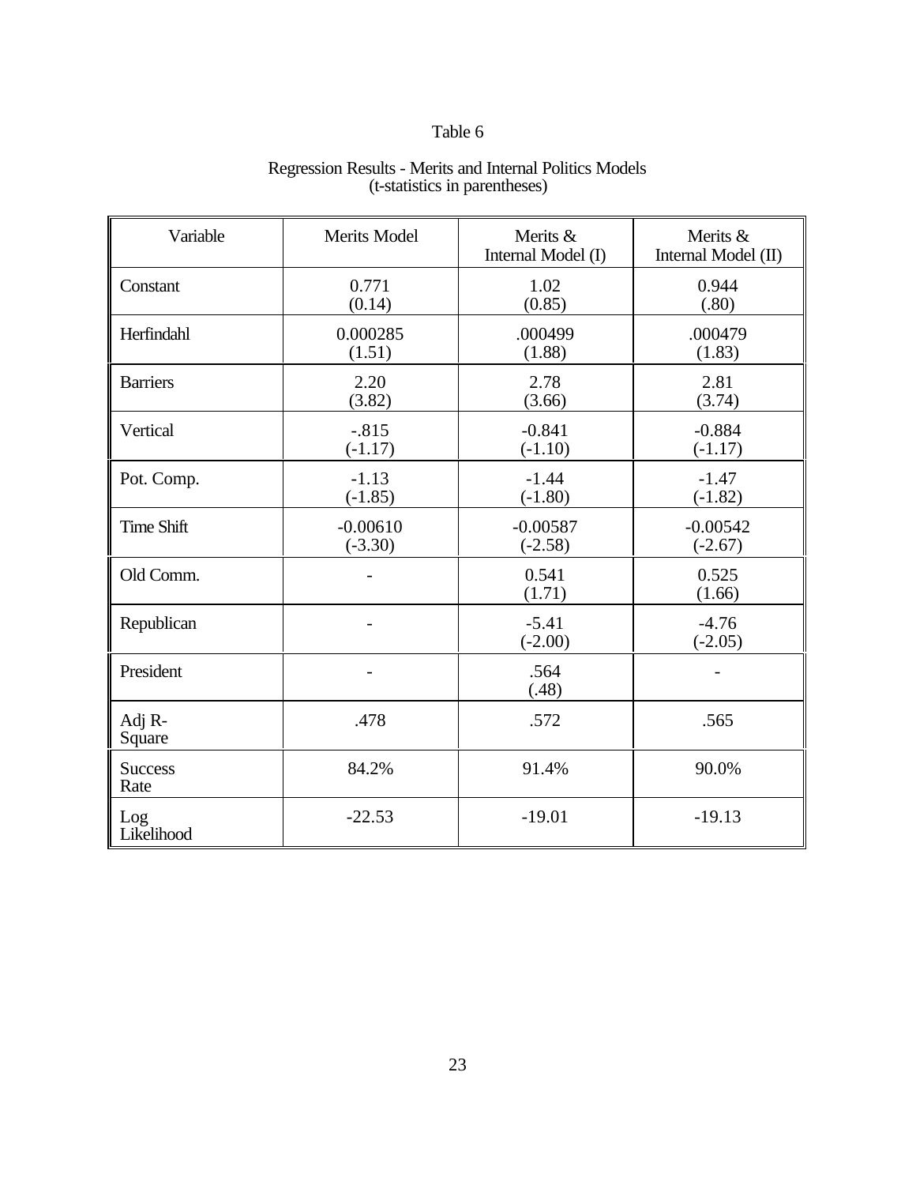Table 6

Regression Results - Merits and Internal Politics Models
(t-statistics in parentheses)

| Variable | Merits Model | Merits & Internal Model (I) | Merits & Internal Model (II) |
|---|---|---|---|
| Constant | 0.771<br>(0.14) | 1.02<br>(0.85) | 0.944<br>(.80) |
| Herfindahl | 0.000285<br>(1.51) | .000499<br>(1.88) | .000479<br>(1.83) |
| Barriers | 2.20<br>(3.82) | 2.78<br>(3.66) | 2.81<br>(3.74) |
| Vertical | -.815<br>(-1.17) | -0.841<br>(-1.10) | -0.884<br>(-1.17) |
| Pot. Comp. | -1.13<br>(-1.85) | -1.44<br>(-1.80) | -1.47<br>(-1.82) |
| Time Shift | -0.00610<br>(-3.30) | -0.00587<br>(-2.58) | -0.00542<br>(-2.67) |
| Old Comm. | - | 0.541<br>(1.71) | 0.525<br>(1.66) |
| Republican | - | -5.41<br>(-2.00) | -4.76<br>(-2.05) |
| President | - | .564<br>(.48) | - |
| Adj R-Square | .478 | .572 | .565 |
| Success Rate | 84.2% | 91.4% | 90.0% |
| Log Likelihood | -22.53 | -19.01 | -19.13 |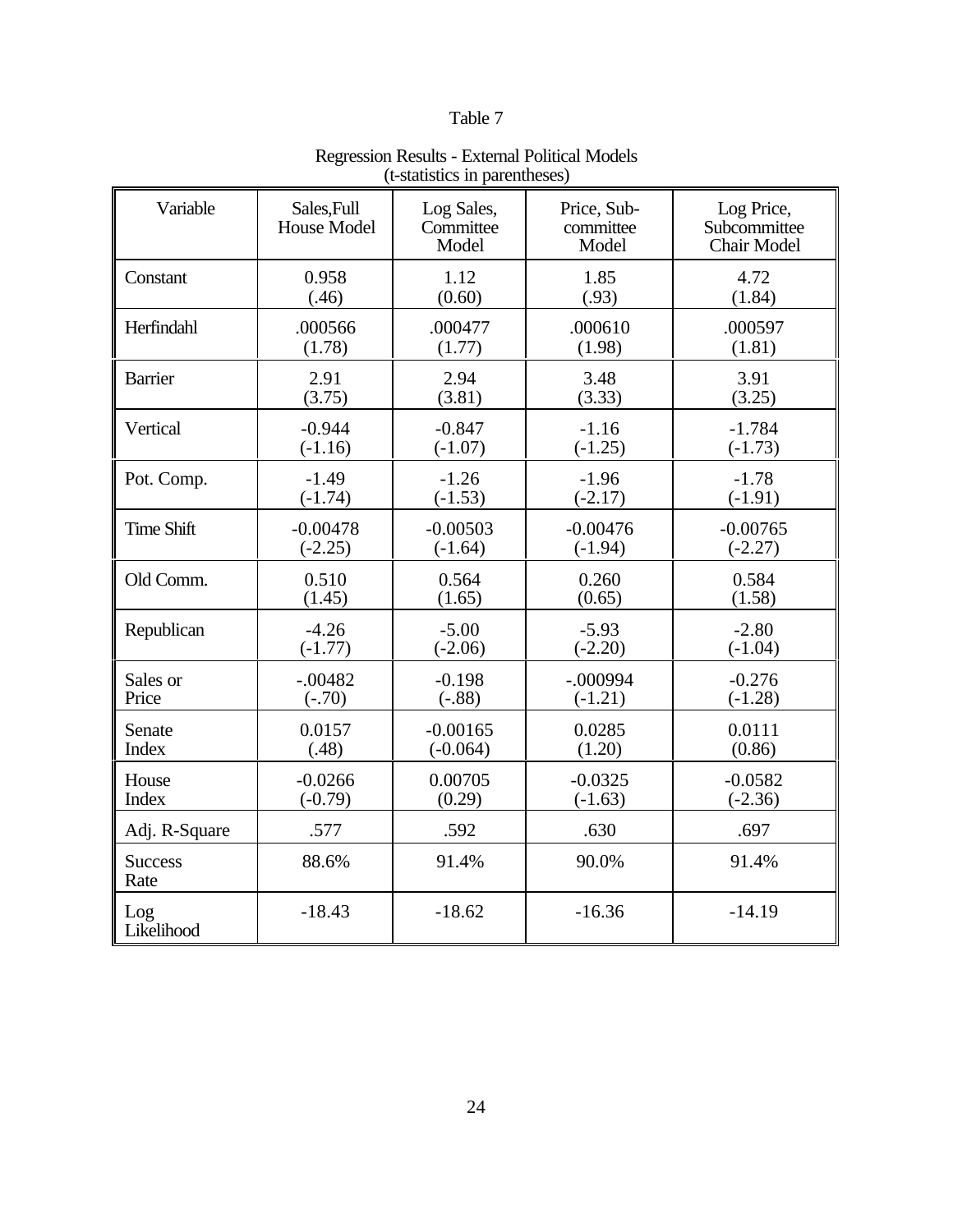Table 7

Regression Results - External Political Models
(t-statistics in parentheses)

| Variable | Sales,Full House Model | Log Sales, Committee Model | Price, Sub-committee Model | Log Price, Subcommittee Chair Model |
|---|---|---|---|---|
| Constant | 0.958<br>(.46) | 1.12<br>(0.60) | 1.85<br>(.93) | 4.72<br>(1.84) |
| Herfindahl | .000566<br>(1.78) | .000477<br>(1.77) | .000610<br>(1.98) | .000597<br>(1.81) |
| Barrier | 2.91<br>(3.75) | 2.94<br>(3.81) | 3.48<br>(3.33) | 3.91<br>(3.25) |
| Vertical | -0.944<br>(-1.16) | -0.847<br>(-1.07) | -1.16<br>(-1.25) | -1.784<br>(-1.73) |
| Pot. Comp. | -1.49<br>(-1.74) | -1.26<br>(-1.53) | -1.96<br>(-2.17) | -1.78<br>(-1.91) |
| Time Shift | -0.00478<br>(-2.25) | -0.00503<br>(-1.64) | -0.00476<br>(-1.94) | -0.00765<br>(-2.27) |
| Old Comm. | 0.510<br>(1.45) | 0.564<br>(1.65) | 0.260<br>(0.65) | 0.584<br>(1.58) |
| Republican | -4.26<br>(-1.77) | -5.00<br>(-2.06) | -5.93<br>(-2.20) | -2.80<br>(-1.04) |
| Sales or Price | -.00482<br>(-.70) | -0.198<br>(-.88) | -.000994<br>(-1.21) | -0.276<br>(-1.28) |
| Senate Index | 0.0157<br>(.48) | -0.00165<br>(-0.064) | 0.0285<br>(1.20) | 0.0111<br>(0.86) |
| House Index | -0.0266<br>(-0.79) | 0.00705<br>(0.29) | -0.0325<br>(-1.63) | -0.0582<br>(-2.36) |
| Adj. R-Square | .577 | .592 | .630 | .697 |
| Success Rate | 88.6% | 91.4% | 90.0% | 91.4% |
| Log Likelihood | -18.43 | -18.62 | -16.36 | -14.19 |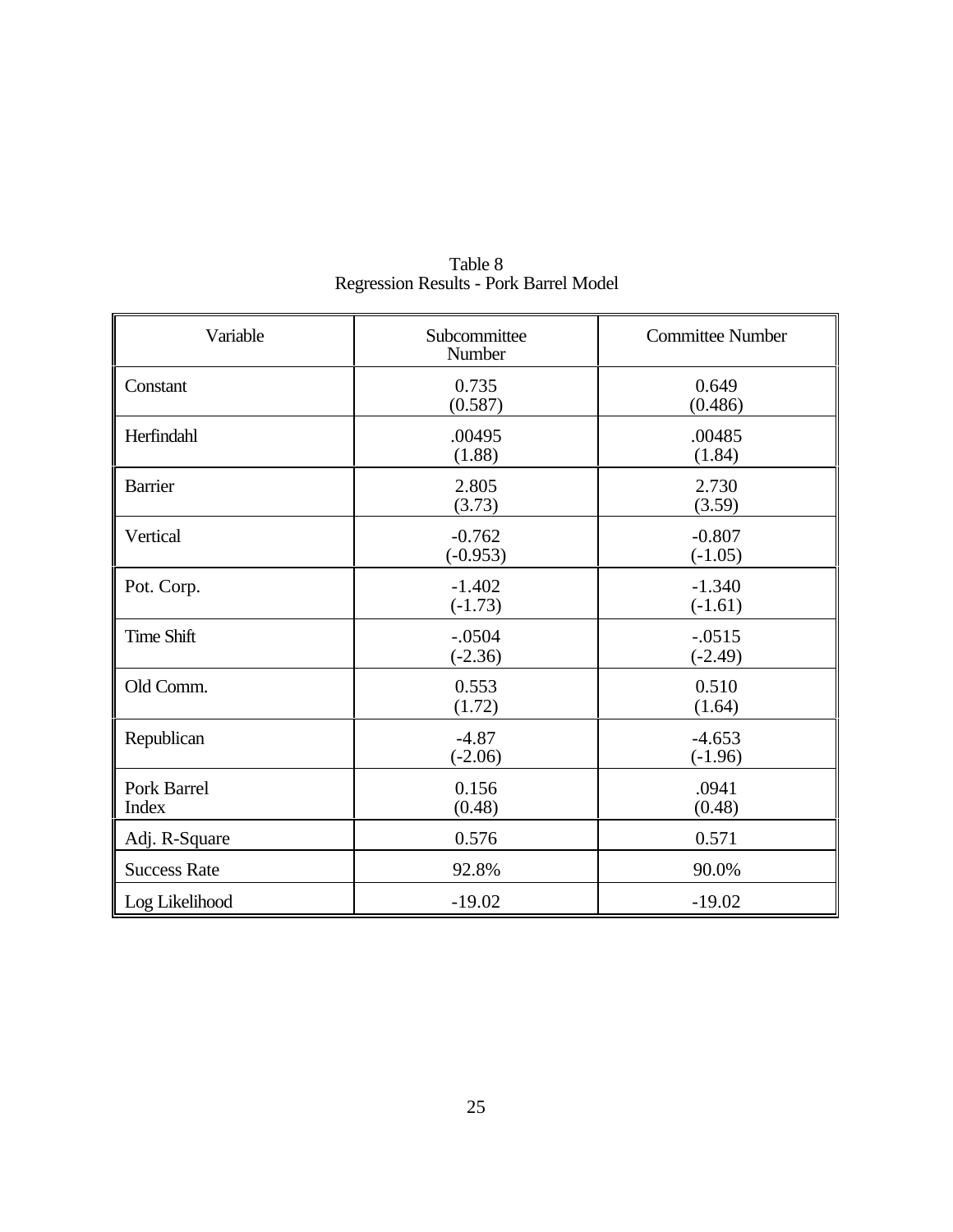Table 8
Regression Results - Pork Barrel Model

| Variable | Subcommittee Number | Committee Number |
|---|---|---|
| Constant | 0.735<br>(0.587) | 0.649<br>(0.486) |
| Herfindahl | .00495<br>(1.88) | .00485<br>(1.84) |
| Barrier | 2.805<br>(3.73) | 2.730<br>(3.59) |
| Vertical | -0.762<br>(-0.953) | -0.807<br>(-1.05) |
| Pot. Corp. | -1.402<br>(-1.73) | -1.340<br>(-1.61) |
| Time Shift | -.0504<br>(-2.36) | -.0515<br>(-2.49) |
| Old Comm. | 0.553<br>(1.72) | 0.510<br>(1.64) |
| Republican | -4.87<br>(-2.06) | -4.653<br>(-1.96) |
| Pork Barrel Index | 0.156<br>(0.48) | .0941<br>(0.48) |
| Adj. R-Square | 0.576 | 0.571 |
| Success Rate | 92.8% | 90.0% |
| Log Likelihood | -19.02 | -19.02 |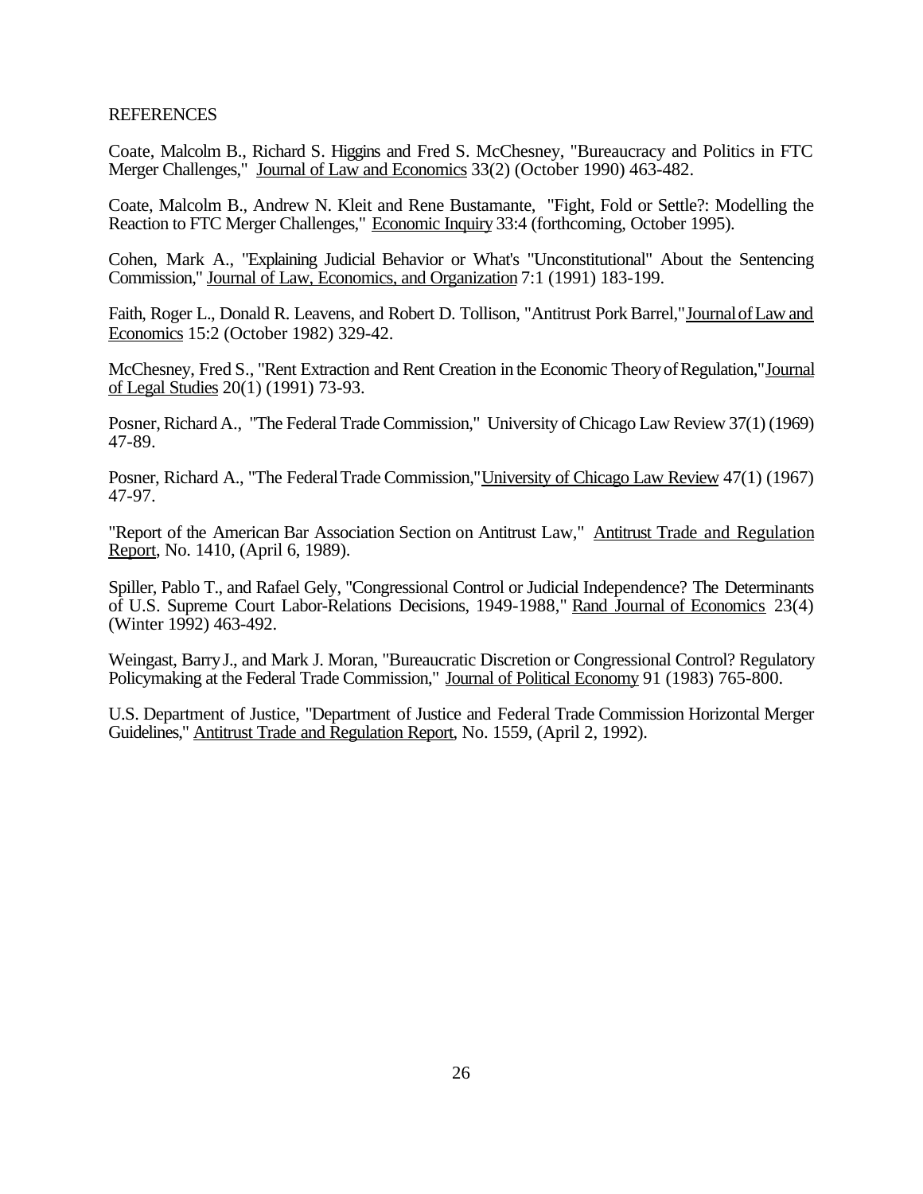REFERENCES

Coate, Malcolm B., Richard S. Higgins and Fred S. McChesney, "Bureaucracy and Politics in FTC Merger Challenges," Journal of Law and Economics 33(2) (October 1990) 463-482.

Coate, Malcolm B., Andrew N. Kleit and Rene Bustamante, "Fight, Fold or Settle?: Modelling the Reaction to FTC Merger Challenges," Economic Inquiry 33:4 (forthcoming, October 1995).

Cohen, Mark A., "Explaining Judicial Behavior or What's "Unconstitutional" About the Sentencing Commission," Journal of Law, Economics, and Organization 7:1 (1991) 183-199.

Faith, Roger L., Donald R. Leavens, and Robert D. Tollison, "Antitrust Pork Barrel," Journal of Law and Economics 15:2 (October 1982) 329-42.

McChesney, Fred S., "Rent Extraction and Rent Creation in the Economic Theory of Regulation," Journal of Legal Studies 20(1) (1991) 73-93.

Posner, Richard A., "The Federal Trade Commission," University of Chicago Law Review 37(1) (1969) 47-89.

Posner, Richard A., "The Federal Trade Commission," University of Chicago Law Review 47(1) (1967) 47-97.

"Report of the American Bar Association Section on Antitrust Law," Antitrust Trade and Regulation Report, No. 1410, (April 6, 1989).

Spiller, Pablo T., and Rafael Gely, "Congressional Control or Judicial Independence? The Determinants of U.S. Supreme Court Labor-Relations Decisions, 1949-1988," Rand Journal of Economics 23(4) (Winter 1992) 463-492.

Weingast, Barry J., and Mark J. Moran, "Bureaucratic Discretion or Congressional Control? Regulatory Policymaking at the Federal Trade Commission," Journal of Political Economy 91 (1983) 765-800.

U.S. Department of Justice, "Department of Justice and Federal Trade Commission Horizontal Merger Guidelines," Antitrust Trade and Regulation Report, No. 1559, (April 2, 1992).